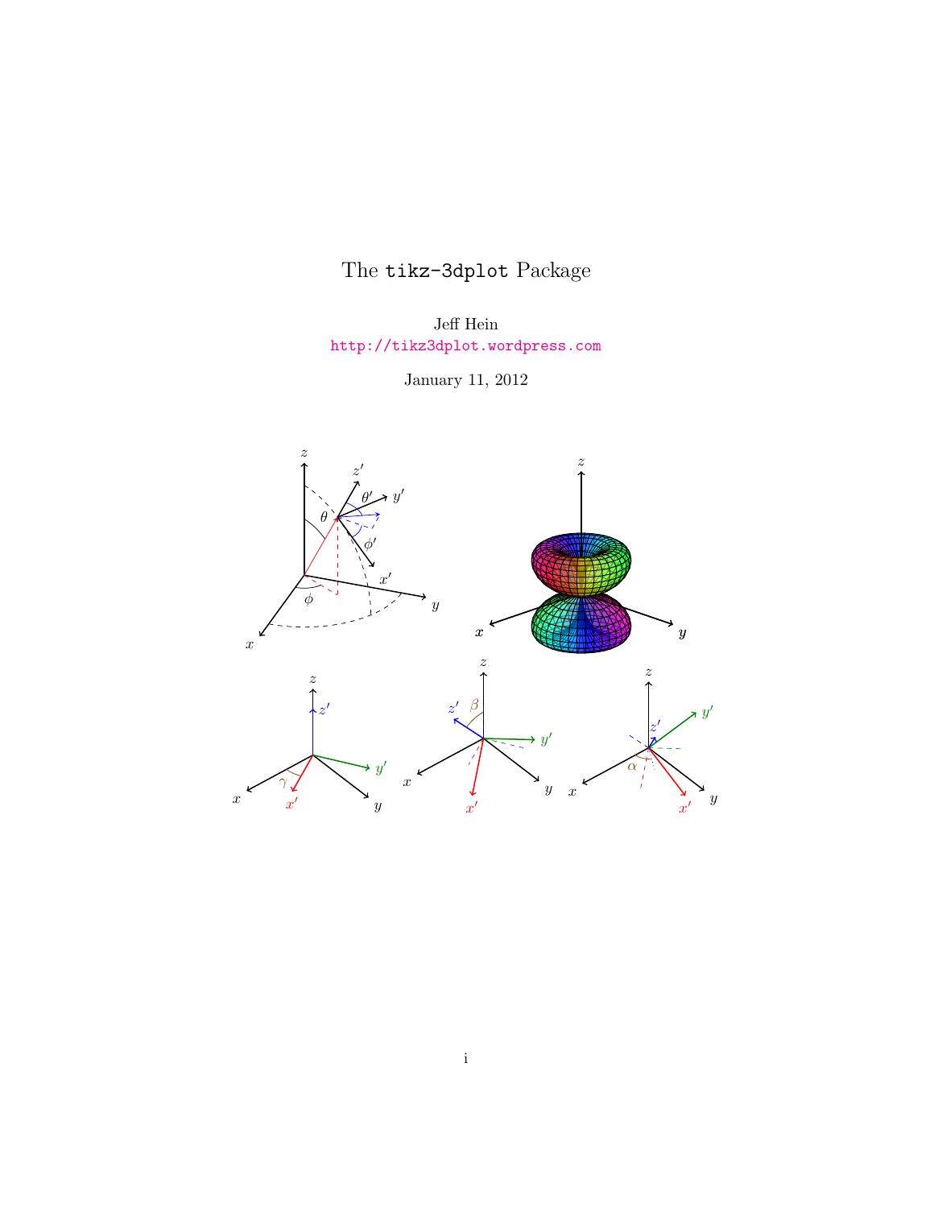# The `tikz-3dplot` Package

Jeff Hein
http://tikz3dplot.wordpress.com

January 11, 2012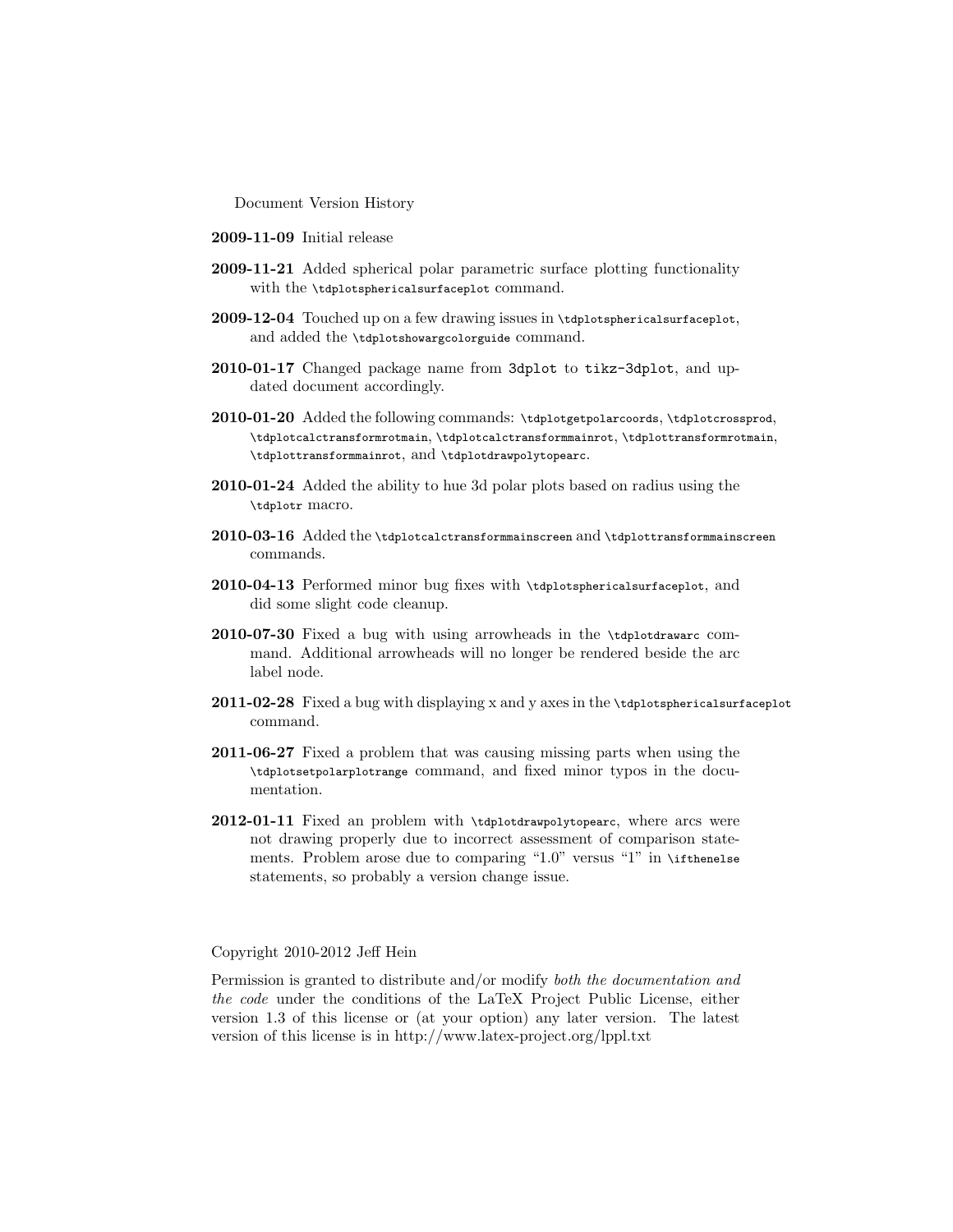Document Version History

**2009-11-09** Initial release

**2009-11-21** Added spherical polar parametric surface plotting functionality with the `\tdplotsphericalsurfaceplot` command.

**2009-12-04** Touched up on a few drawing issues in `\tdplotsphericalsurfaceplot`, and added the `\tdplotshowargcolorguide` command.

**2010-01-17** Changed package name from `3dplot` to `tikz-3dplot`, and updated document accordingly.

**2010-01-20** Added the following commands: `\tdplotgetpolarcoords`, `\tdplotcrossprod`, `\tdplotcalctransformrotmain`, `\tdplotcalctransformmainrot`, `\tdplottransformrotmain`, `\tdplottransformmainrot`, and `\tdplotdrawpolytopearc`.

**2010-01-24** Added the ability to hue 3d polar plots based on radius using the `\tdplotr` macro.

**2010-03-16** Added the `\tdplotcalctransformmainscreen` and `\tdplottransformmainscreen` commands.

**2010-04-13** Performed minor bug fixes with `\tdplotsphericalsurfaceplot`, and did some slight code cleanup.

**2010-07-30** Fixed a bug with using arrowheads in the `\tdplotdrawarc` command. Additional arrowheads will no longer be rendered beside the arc label node.

**2011-02-28** Fixed a bug with displaying x and y axes in the `\tdplotsphericalsurfaceplot` command.

**2011-06-27** Fixed a problem that was causing missing parts when using the `\tdplotsetpolarplotrange` command, and fixed minor typos in the documentation.

**2012-01-11** Fixed an problem with `\tdplotdrawpolytopearc`, where arcs were not drawing properly due to incorrect assessment of comparison statements. Problem arose due to comparing "1.0" versus "1" in `\ifthenelse` statements, so probably a version change issue.

Copyright 2010-2012 Jeff Hein

Permission is granted to distribute and/or modify *both the documentation and the code* under the conditions of the LaTeX Project Public License, either version 1.3 of this license or (at your option) any later version. The latest version of this license is in http://www.latex-project.org/lppl.txt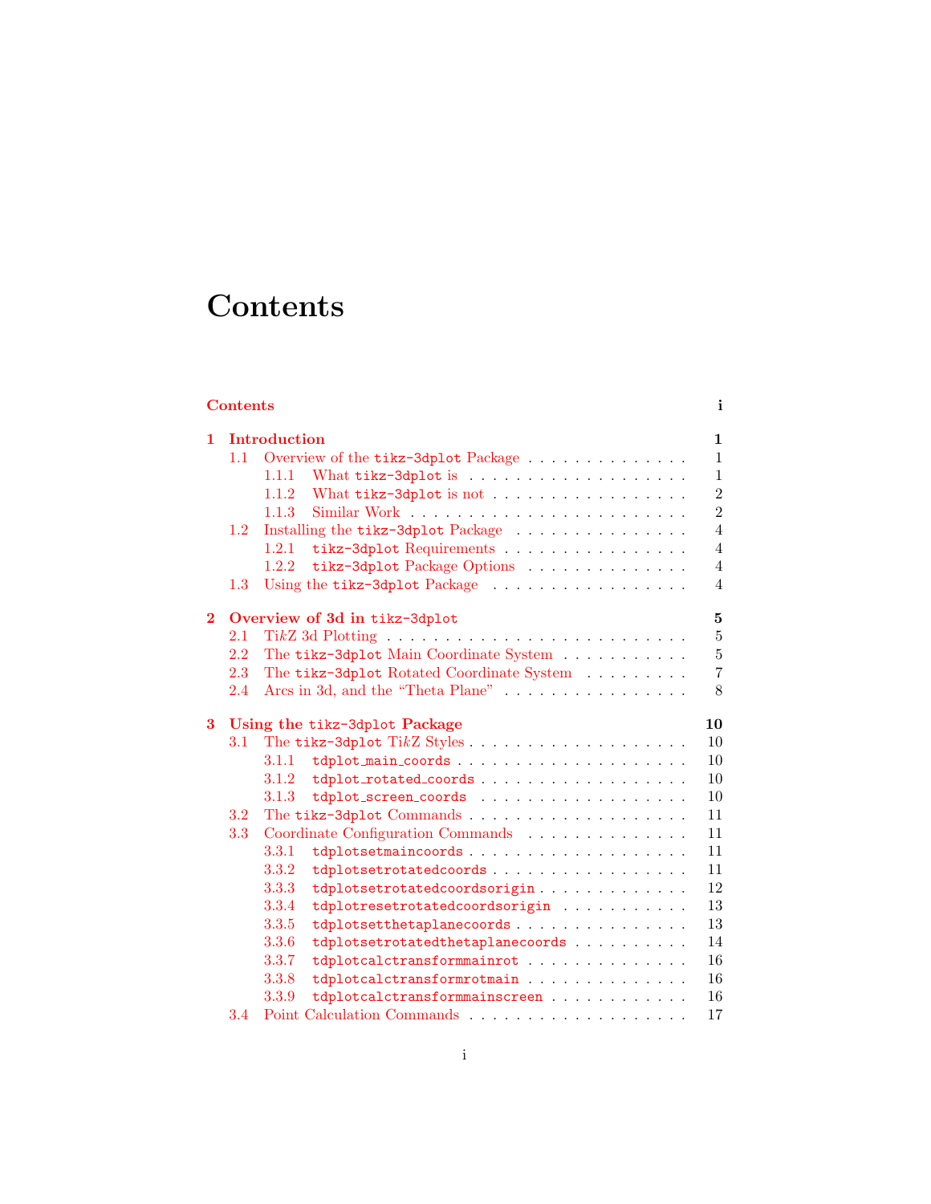# Contents

**Contents** **i**

**1 Introduction** **1**
- 1.1 Overview of the `tikz-3dplot` Package . . . 1
  - 1.1.1 What `tikz-3dplot` is . . . 1
  - 1.1.2 What `tikz-3dplot` is not . . . 2
  - 1.1.3 Similar Work . . . 2
- 1.2 Installing the `tikz-3dplot` Package . . . 4
  - 1.2.1 `tikz-3dplot` Requirements . . . 4
  - 1.2.2 `tikz-3dplot` Package Options . . . 4
- 1.3 Using the `tikz-3dplot` Package . . . 4

**2 Overview of 3d in `tikz-3dplot`** **5**
- 2.1 Ti*k*Z 3d Plotting . . . 5
- 2.2 The `tikz-3dplot` Main Coordinate System . . . 5
- 2.3 The `tikz-3dplot` Rotated Coordinate System . . . 7
- 2.4 Arcs in 3d, and the "Theta Plane" . . . 8

**3 Using the `tikz-3dplot` Package** **10**
- 3.1 The `tikz-3dplot` Ti*k*Z Styles . . . 10
  - 3.1.1 `tdplot_main_coords` . . . 10
  - 3.1.2 `tdplot_rotated_coords` . . . 10
  - 3.1.3 `tdplot_screen_coords` . . . 10
- 3.2 The `tikz-3dplot` Commands . . . 11
- 3.3 Coordinate Configuration Commands . . . 11
  - 3.3.1 `tdplotsetmaincoords` . . . 11
  - 3.3.2 `tdplotsetrotatedcoords` . . . 11
  - 3.3.3 `tdplotsetrotatedcoordsorigin` . . . 12
  - 3.3.4 `tdplotresetrotatedcoordsorigin` . . . 13
  - 3.3.5 `tdplotsetthetaplanecoords` . . . 13
  - 3.3.6 `tdplotsetrotatedthetaplanecoords` . . . 14
  - 3.3.7 `tdplotcalctransformmainrot` . . . 16
  - 3.3.8 `tdplotcalctransformrotmain` . . . 16
  - 3.3.9 `tdplotcalctransformmainscreen` . . . 16
- 3.4 Point Calculation Commands . . . 17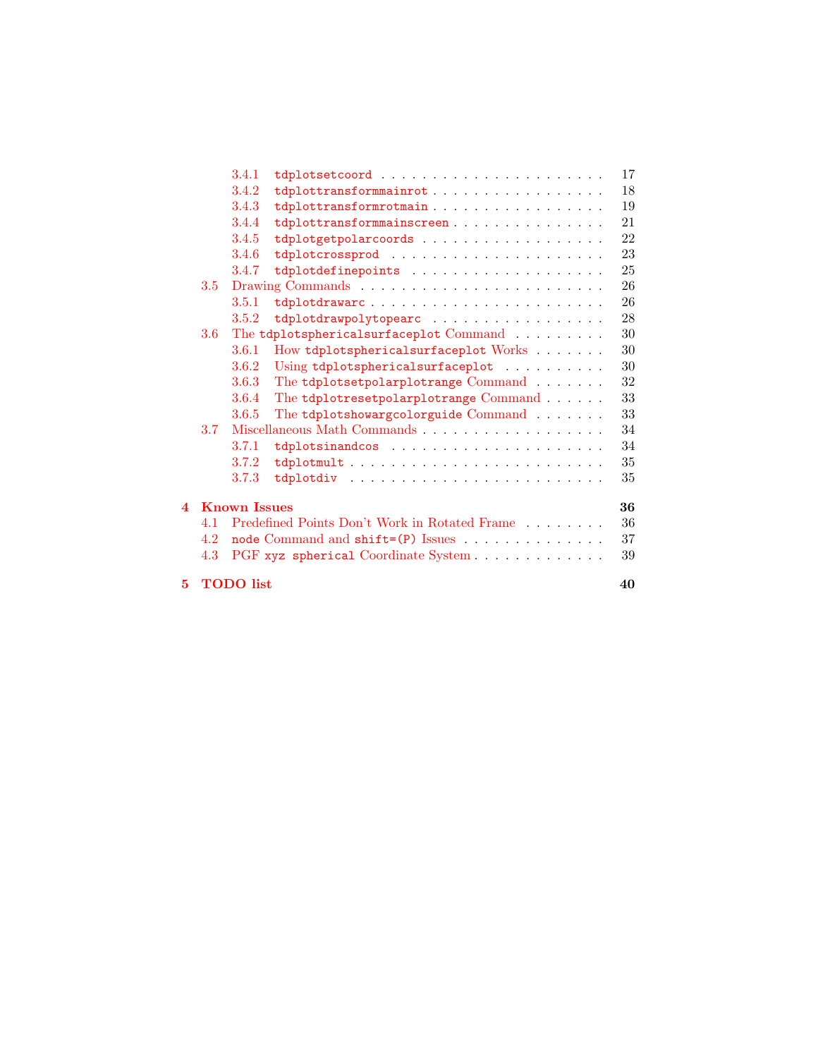- 3.4.1 `tdplotsetcoord` . . . . . . . . . . . . . . . . . . . . . . 17
- 3.4.2 `tdplottransformmainrot` . . . . . . . . . . . . . . . . . . 18
- 3.4.3 `tdplottransformrotmain` . . . . . . . . . . . . . . . . . . 19
- 3.4.4 `tdplottransformmainscreen` . . . . . . . . . . . . . . . . 21
- 3.4.5 `tdplotgetpolarcoords` . . . . . . . . . . . . . . . . . . 22
- 3.4.6 `tdplotcrossprod` . . . . . . . . . . . . . . . . . . . . 23
- 3.4.7 `tdplotdefinepoints` . . . . . . . . . . . . . . . . . . . 25
- 3.5 Drawing Commands . . . . . . . . . . . . . . . . . . . . . . . . 26
  - 3.5.1 `tdplotdrawarc` . . . . . . . . . . . . . . . . . . . . . . 26
  - 3.5.2 `tdplotdrawpolytopearc` . . . . . . . . . . . . . . . . . 28
- 3.6 The `tdplotsphericalsurfaceplot` Command . . . . . . . . . 30
  - 3.6.1 How `tdplotsphericalsurfaceplot` Works . . . . . . . 30
  - 3.6.2 Using `tdplotsphericalsurfaceplot` . . . . . . . . . . 30
  - 3.6.3 The `tdplotsetpolarplotrange` Command . . . . . . . 32
  - 3.6.4 The `tdplotresetpolarplotrange` Command . . . . . . 33
  - 3.6.5 The `tdplotshowargcolorguide` Command . . . . . . . 33
- 3.7 Miscellaneous Math Commands . . . . . . . . . . . . . . . . . . 34
  - 3.7.1 `tdplotsinandcos` . . . . . . . . . . . . . . . . . . . . . 34
  - 3.7.2 `tdplotmult` . . . . . . . . . . . . . . . . . . . . . . . . 35
  - 3.7.3 `tdplotdiv` . . . . . . . . . . . . . . . . . . . . . . . . 35

**4 Known Issues** **36**
- 4.1 Predefined Points Don't Work in Rotated Frame . . . . . . . . 36
- 4.2 `node` Command and `shift=(P)` Issues . . . . . . . . . . . . . 37
- 4.3 PGF `xyz spherical` Coordinate System . . . . . . . . . . . . . 39

**5 TODO list** **40**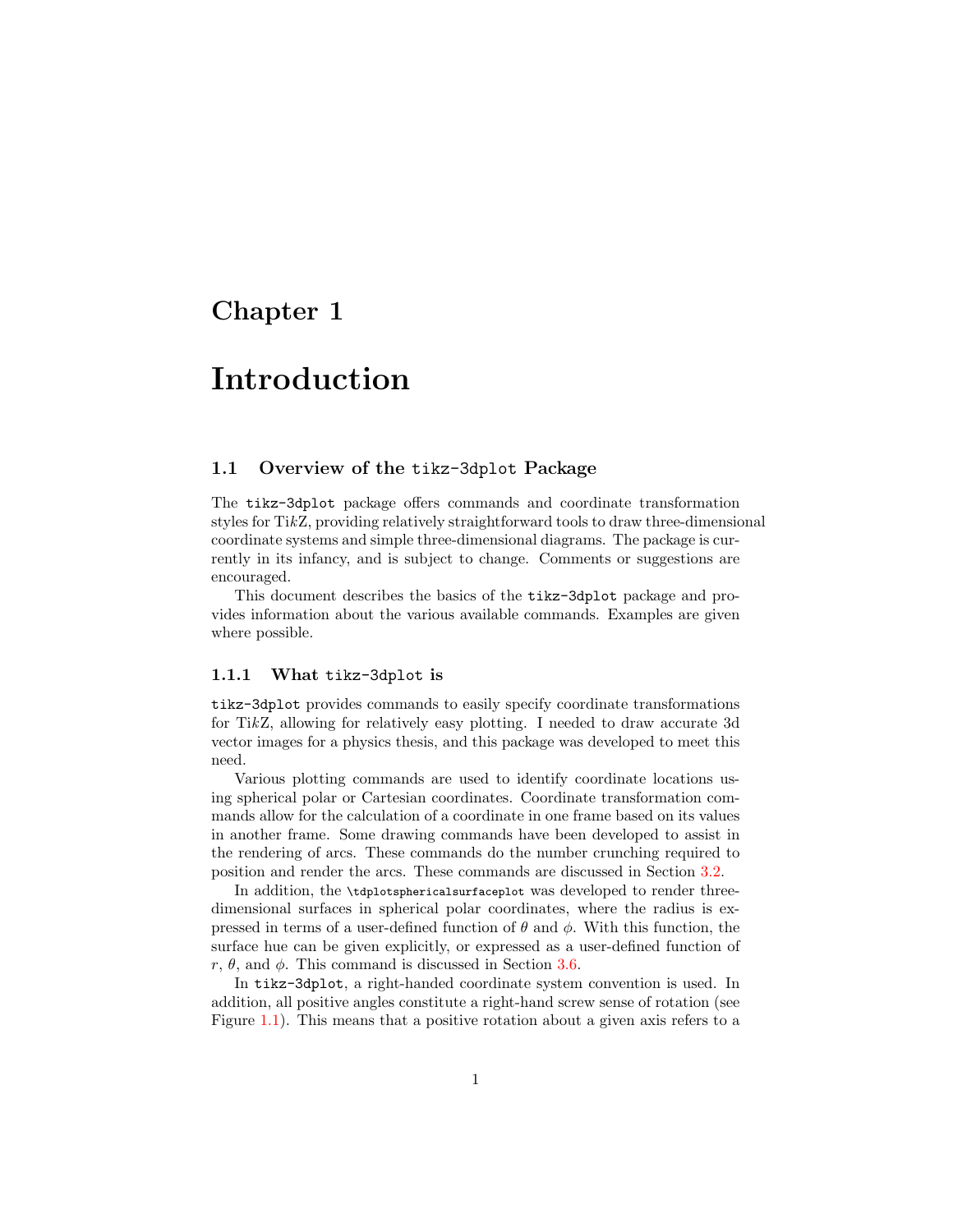# Chapter 1

# Introduction

## 1.1 Overview of the `tikz-3dplot` Package

The `tikz-3dplot` package offers commands and coordinate transformation styles for Ti*k*Z, providing relatively straightforward tools to draw three-dimensional coordinate systems and simple three-dimensional diagrams. The package is currently in its infancy, and is subject to change. Comments or suggestions are encouraged.

This document describes the basics of the `tikz-3dplot` package and provides information about the various available commands. Examples are given where possible.

### 1.1.1 What `tikz-3dplot` is

`tikz-3dplot` provides commands to easily specify coordinate transformations for Ti*k*Z, allowing for relatively easy plotting. I needed to draw accurate 3d vector images for a physics thesis, and this package was developed to meet this need.

Various plotting commands are used to identify coordinate locations using spherical polar or Cartesian coordinates. Coordinate transformation commands allow for the calculation of a coordinate in one frame based on its values in another frame. Some drawing commands have been developed to assist in the rendering of arcs. These commands do the number crunching required to position and render the arcs. These commands are discussed in Section 3.2.

In addition, the `\tdplotsphericalsurfaceplot` was developed to render three-dimensional surfaces in spherical polar coordinates, where the radius is expressed in terms of a user-defined function of $\theta$ and $\phi$. With this function, the surface hue can be given explicitly, or expressed as a user-defined function of $r$, $\theta$, and $\phi$. This command is discussed in Section 3.6.

In `tikz-3dplot`, a right-handed coordinate system convention is used. In addition, all positive angles constitute a right-hand screw sense of rotation (see Figure 1.1). This means that a positive rotation about a given axis refers to a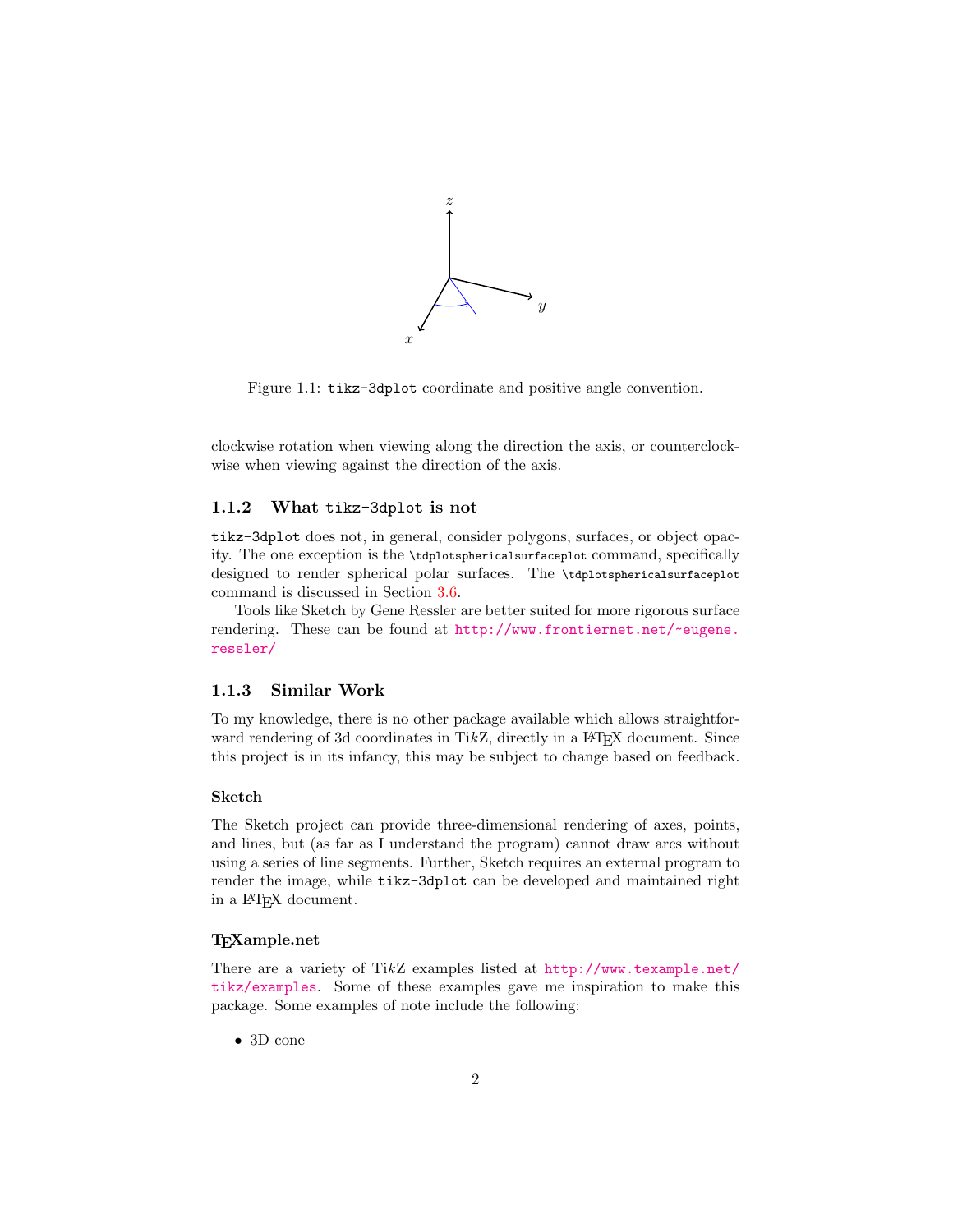Figure 1.1: `tikz-3dplot` coordinate and positive angle convention.

clockwise rotation when viewing along the direction the axis, or counterclockwise when viewing against the direction of the axis.

### 1.1.2 What `tikz-3dplot` is not

`tikz-3dplot` does not, in general, consider polygons, surfaces, or object opacity. The one exception is the `\tdplotsphericalsurfaceplot` command, specifically designed to render spherical polar surfaces. The `\tdplotsphericalsurfaceplot` command is discussed in Section 3.6.

Tools like Sketch by Gene Ressler are better suited for more rigorous surface rendering. These can be found at http://www.frontiernet.net/~eugene.ressler/

### 1.1.3 Similar Work

To my knowledge, there is no other package available which allows straightforward rendering of 3d coordinates in Ti*k*Z, directly in a LaTeX document. Since this project is in its infancy, this may be subject to change based on feedback.

#### Sketch

The Sketch project can provide three-dimensional rendering of axes, points, and lines, but (as far as I understand the program) cannot draw arcs without using a series of line segments. Further, Sketch requires an external program to render the image, while `tikz-3dplot` can be developed and maintained right in a LaTeX document.

#### TeXample.net

There are a variety of Ti*k*Z examples listed at http://www.texample.net/tikz/examples. Some of these examples gave me inspiration to make this package. Some examples of note include the following:

- 3D cone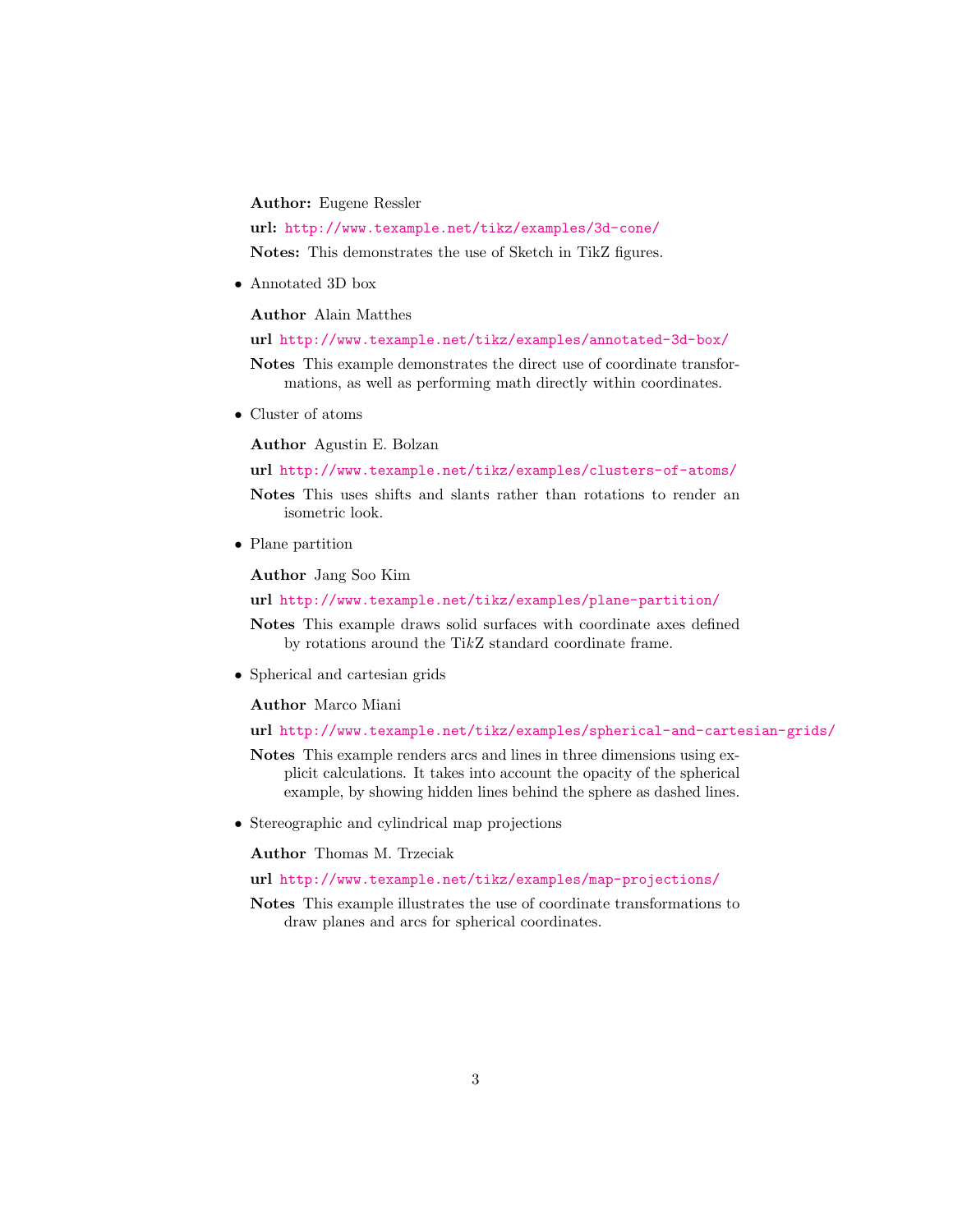**Author:** Eugene Ressler

**url:** http://www.texample.net/tikz/examples/3d-cone/

**Notes:** This demonstrates the use of Sketch in TikZ figures.

- Annotated 3D box

  **Author** Alain Matthes

  **url** http://www.texample.net/tikz/examples/annotated-3d-box/

  **Notes** This example demonstrates the direct use of coordinate transformations, as well as performing math directly within coordinates.

- Cluster of atoms

  **Author** Agustin E. Bolzan

  **url** http://www.texample.net/tikz/examples/clusters-of-atoms/

  **Notes** This uses shifts and slants rather than rotations to render an isometric look.

- Plane partition

  **Author** Jang Soo Kim

  **url** http://www.texample.net/tikz/examples/plane-partition/

  **Notes** This example draws solid surfaces with coordinate axes defined by rotations around the Ti*k*Z standard coordinate frame.

- Spherical and cartesian grids

  **Author** Marco Miani

  **url** http://www.texample.net/tikz/examples/spherical-and-cartesian-grids/

  **Notes** This example renders arcs and lines in three dimensions using explicit calculations. It takes into account the opacity of the spherical example, by showing hidden lines behind the sphere as dashed lines.

- Stereographic and cylindrical map projections

  **Author** Thomas M. Trzeciak

  **url** http://www.texample.net/tikz/examples/map-projections/

  **Notes** This example illustrates the use of coordinate transformations to draw planes and arcs for spherical coordinates.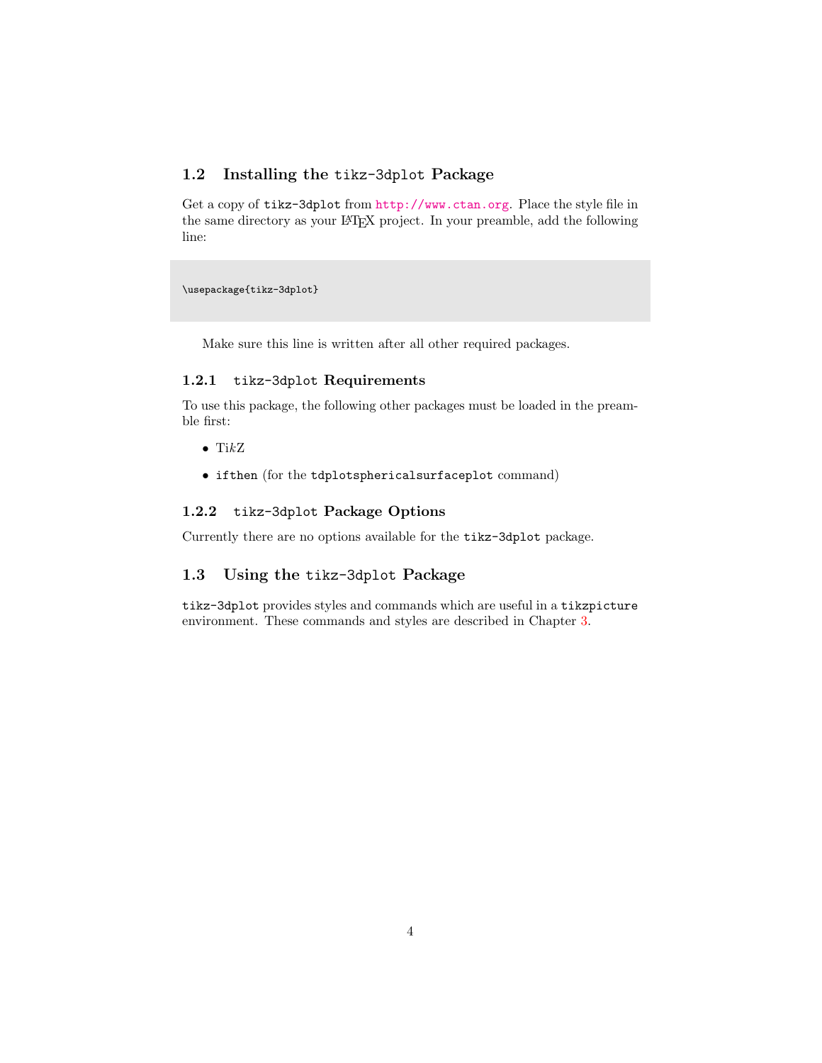## 1.2 Installing the `tikz-3dplot` Package

Get a copy of `tikz-3dplot` from http://www.ctan.org. Place the style file in the same directory as your LaTeX project. In your preamble, add the following line:

```
\usepackage{tikz-3dplot}
```

Make sure this line is written after all other required packages.

### 1.2.1 `tikz-3dplot` Requirements

To use this package, the following other packages must be loaded in the preamble first:

- Ti*k*Z
- `ifthen` (for the `tdplotsphericalsurfaceplot` command)

### 1.2.2 `tikz-3dplot` Package Options

Currently there are no options available for the `tikz-3dplot` package.

## 1.3 Using the `tikz-3dplot` Package

`tikz-3dplot` provides styles and commands which are useful in a `tikzpicture` environment. These commands and styles are described in Chapter 3.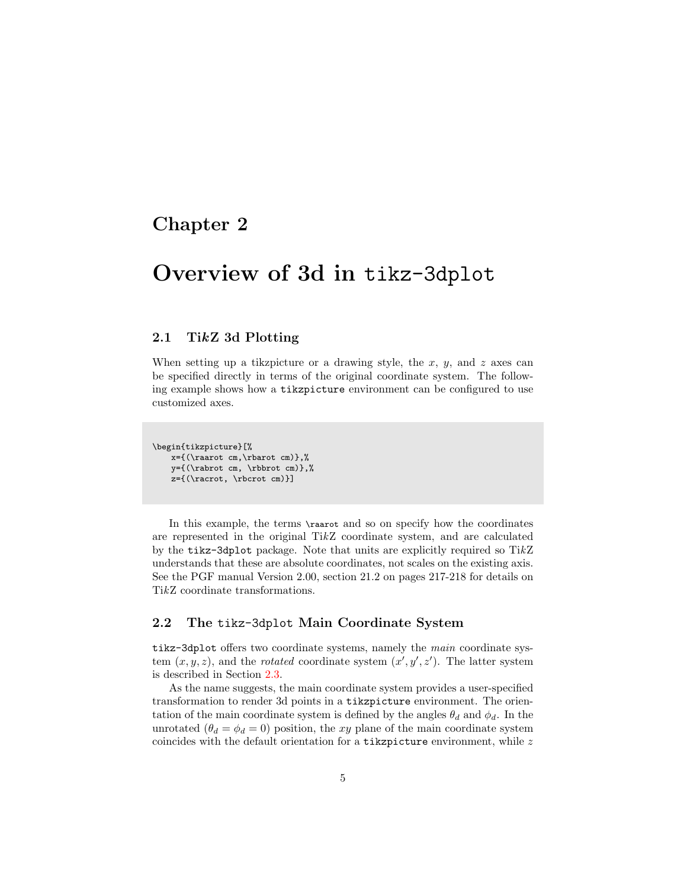# Chapter 2

# Overview of 3d in `tikz-3dplot`

## 2.1 Ti*k*Z 3d Plotting

When setting up a tikzpicture or a drawing style, the $x$, $y$, and $z$ axes can be specified directly in terms of the original coordinate system. The following example shows how a `tikzpicture` environment can be configured to use customized axes.

```
\begin{tikzpicture}[%
    x={(\raarot cm,\rbarot cm)},%
    y={(\rabrot cm, \rbbrot cm)},%
    z={(\racrot, \rbcrot cm)}]
```

In this example, the terms `\raarot` and so on specify how the coordinates are represented in the original Ti*k*Z coordinate system, and are calculated by the `tikz-3dplot` package. Note that units are explicitly required so Ti*k*Z understands that these are absolute coordinates, not scales on the existing axis. See the PGF manual Version 2.00, section 21.2 on pages 217-218 for details on Ti*k*Z coordinate transformations.

## 2.2 The `tikz-3dplot` Main Coordinate System

`tikz-3dplot` offers two coordinate systems, namely the *main* coordinate system $(x, y, z)$, and the *rotated* coordinate system $(x', y', z')$. The latter system is described in Section 2.3.

As the name suggests, the main coordinate system provides a user-specified transformation to render 3d points in a `tikzpicture` environment. The orientation of the main coordinate system is defined by the angles $\theta_d$ and $\phi_d$. In the unrotated ($\theta_d = \phi_d = 0$) position, the $xy$ plane of the main coordinate system coincides with the default orientation for a `tikzpicture` environment, while $z$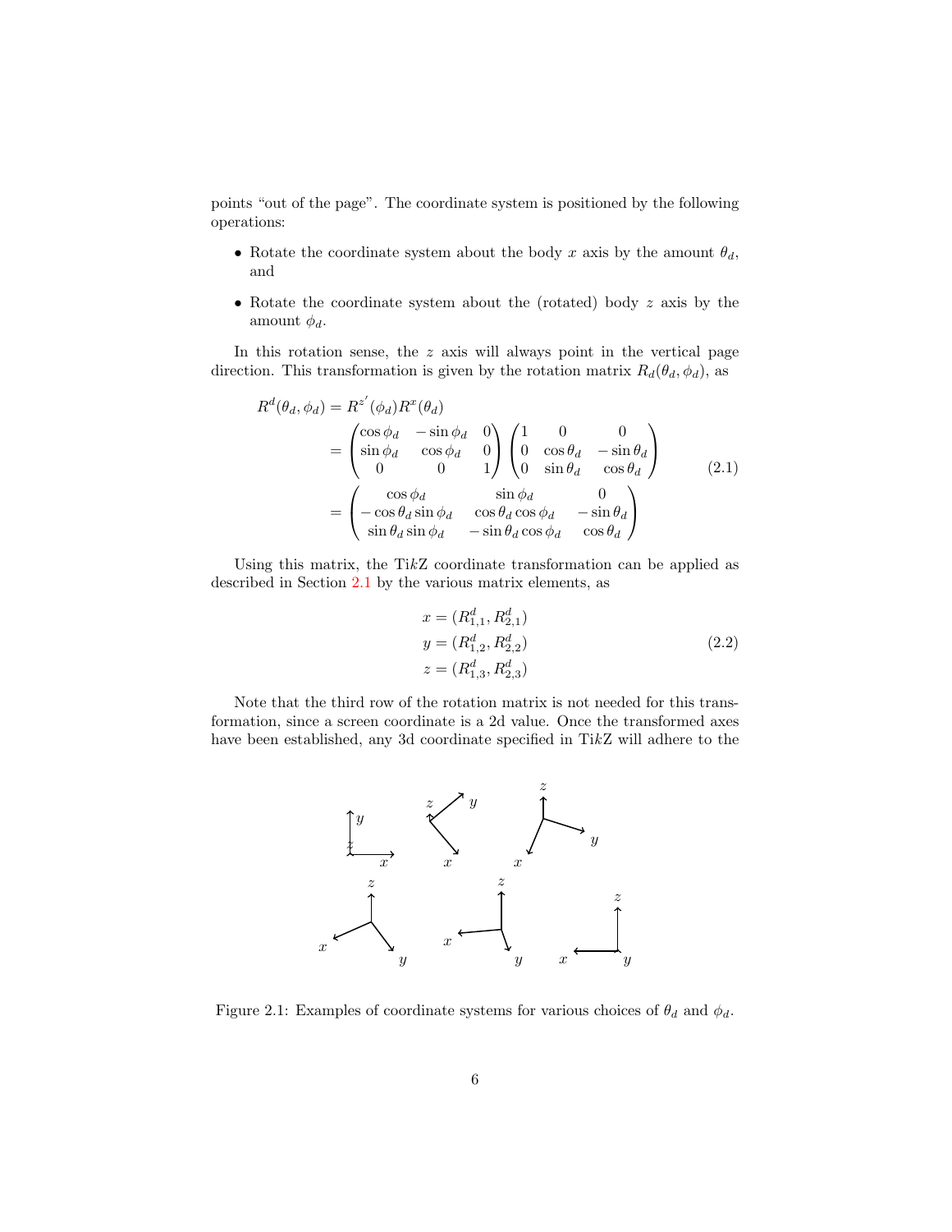points "out of the page". The coordinate system is positioned by the following operations:

- Rotate the coordinate system about the body $x$ axis by the amount $\theta_d$, and
- Rotate the coordinate system about the (rotated) body $z$ axis by the amount $\phi_d$.

In this rotation sense, the $z$ axis will always point in the vertical page direction. This transformation is given by the rotation matrix $R_d(\theta_d, \phi_d)$, as

$$
\begin{aligned}
R^d(\theta_d, \phi_d) &= R^{z'}(\phi_d) R^x(\theta_d) \\
&= \begin{pmatrix} \cos\phi_d & -\sin\phi_d & 0 \\ \sin\phi_d & \cos\phi_d & 0 \\ 0 & 0 & 1 \end{pmatrix} \begin{pmatrix} 1 & 0 & 0 \\ 0 & \cos\theta_d & -\sin\theta_d \\ 0 & \sin\theta_d & \cos\theta_d \end{pmatrix} \\
&= \begin{pmatrix} \cos\phi_d & \sin\phi_d & 0 \\ -\cos\theta_d \sin\phi_d & \cos\theta_d \cos\phi_d & -\sin\theta_d \\ \sin\theta_d \sin\phi_d & -\sin\theta_d \cos\phi_d & \cos\theta_d \end{pmatrix}
\end{aligned}
\tag{2.1}
$$

Using this matrix, the Ti*k*Z coordinate transformation can be applied as described in Section 2.1 by the various matrix elements, as

$$
\begin{aligned}
x &= (R^d_{1,1}, R^d_{2,1}) \\
y &= (R^d_{1,2}, R^d_{2,2}) \\
z &= (R^d_{1,3}, R^d_{2,3})
\end{aligned}
\tag{2.2}
$$

Note that the third row of the rotation matrix is not needed for this transformation, since a screen coordinate is a 2d value. Once the transformed axes have been established, any 3d coordinate specified in Ti*k*Z will adhere to the

Figure 2.1: Examples of coordinate systems for various choices of $\theta_d$ and $\phi_d$.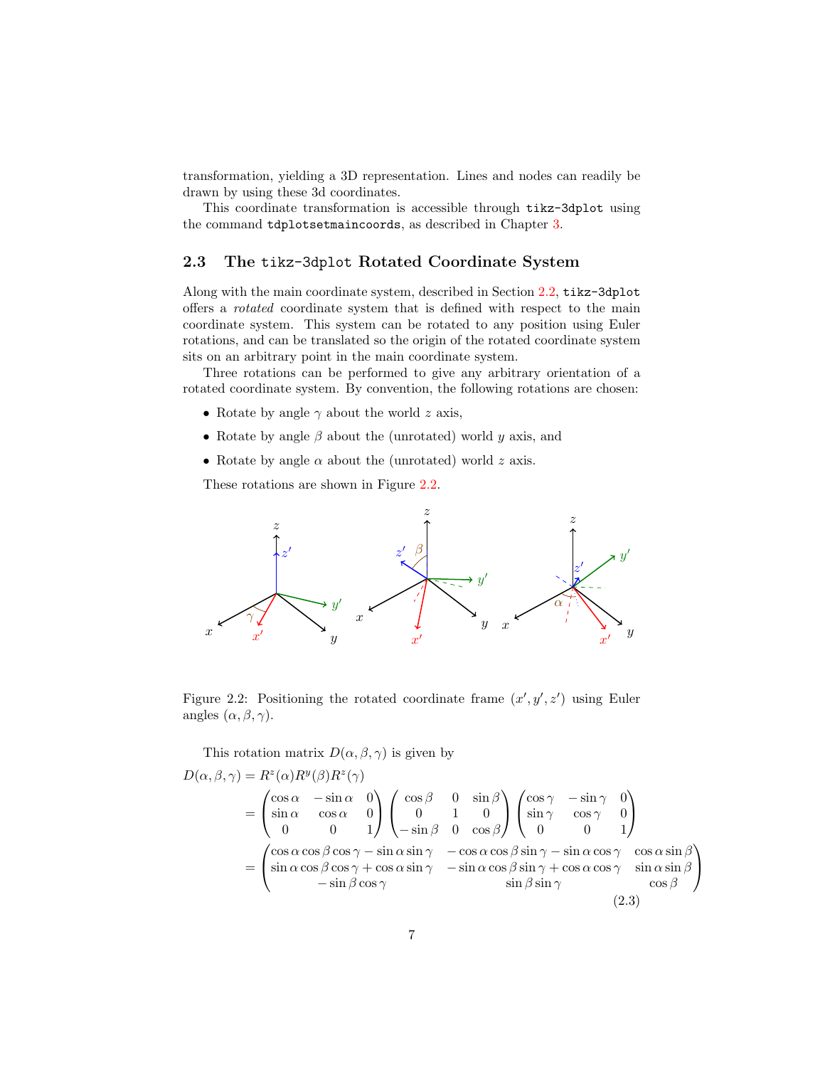transformation, yielding a 3D representation. Lines and nodes can readily be drawn by using these 3d coordinates.

This coordinate transformation is accessible through `tikz-3dplot` using the command `tdplotsetmaincoords`, as described in Chapter 3.

## 2.3 The tikz-3dplot Rotated Coordinate System

Along with the main coordinate system, described in Section 2.2, `tikz-3dplot` offers a *rotated* coordinate system that is defined with respect to the main coordinate system. This system can be rotated to any position using Euler rotations, and can be translated so the origin of the rotated coordinate system sits on an arbitrary point in the main coordinate system.

Three rotations can be performed to give any arbitrary orientation of a rotated coordinate system. By convention, the following rotations are chosen:

- Rotate by angle $\gamma$ about the world $z$ axis,
- Rotate by angle $\beta$ about the (unrotated) world $y$ axis, and
- Rotate by angle $\alpha$ about the (unrotated) world $z$ axis.

These rotations are shown in Figure 2.2.

Figure 2.2: Positioning the rotated coordinate frame $(x', y', z')$ using Euler angles $(\alpha, \beta, \gamma)$.

This rotation matrix $D(\alpha, \beta, \gamma)$ is given by

$$
\begin{aligned}
D(\alpha,\beta,\gamma) &= R^z(\alpha)R^y(\beta)R^z(\gamma) \\
&= \begin{pmatrix} \cos\alpha & -\sin\alpha & 0 \\ \sin\alpha & \cos\alpha & 0 \\ 0 & 0 & 1 \end{pmatrix} \begin{pmatrix} \cos\beta & 0 & \sin\beta \\ 0 & 1 & 0 \\ -\sin\beta & 0 & \cos\beta \end{pmatrix} \begin{pmatrix} \cos\gamma & -\sin\gamma & 0 \\ \sin\gamma & \cos\gamma & 0 \\ 0 & 0 & 1 \end{pmatrix} \\
&= \begin{pmatrix} \cos\alpha\cos\beta\cos\gamma - \sin\alpha\sin\gamma & -\cos\alpha\cos\beta\sin\gamma - \sin\alpha\cos\gamma & \cos\alpha\sin\beta \\ \sin\alpha\cos\beta\cos\gamma + \cos\alpha\sin\gamma & -\sin\alpha\cos\beta\sin\gamma + \cos\alpha\cos\gamma & \sin\alpha\sin\beta \\ -\sin\beta\cos\gamma & \sin\beta\sin\gamma & \cos\beta \end{pmatrix}
\end{aligned}
\tag{2.3}
$$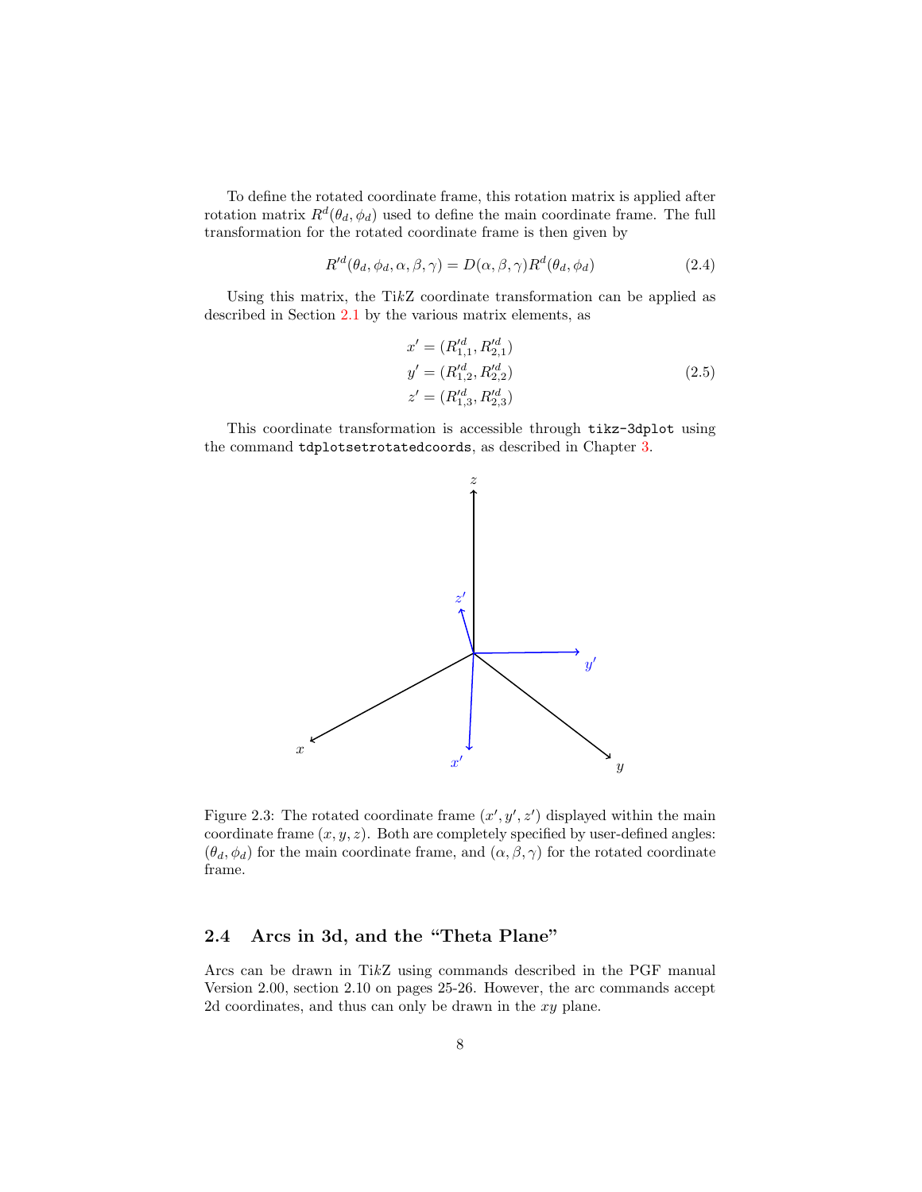To define the rotated coordinate frame, this rotation matrix is applied after rotation matrix $R^d(\theta_d, \phi_d)$ used to define the main coordinate frame. The full transformation for the rotated coordinate frame is then given by

$$R'^d(\theta_d, \phi_d, \alpha, \beta, \gamma) = D(\alpha, \beta, \gamma) R^d(\theta_d, \phi_d) \tag{2.4}$$

Using this matrix, the Ti*k*Z coordinate transformation can be applied as described in Section 2.1 by the various matrix elements, as

$$\begin{aligned} x' &= (R'^d_{1,1}, R'^d_{2,1}) \\ y' &= (R'^d_{1,2}, R'^d_{2,2}) \\ z' &= (R'^d_{1,3}, R'^d_{2,3}) \end{aligned} \tag{2.5}$$

This coordinate transformation is accessible through `tikz-3dplot` using the command `tdplotsetrotatedcoords`, as described in Chapter 3.

Figure 2.3: The rotated coordinate frame $(x', y', z')$ displayed within the main coordinate frame $(x, y, z)$. Both are completely specified by user-defined angles: $(\theta_d, \phi_d)$ for the main coordinate frame, and $(\alpha, \beta, \gamma)$ for the rotated coordinate frame.

## 2.4 Arcs in 3d, and the "Theta Plane"

Arcs can be drawn in Ti*k*Z using commands described in the PGF manual Version 2.00, section 2.10 on pages 25-26. However, the arc commands accept 2d coordinates, and thus can only be drawn in the *xy* plane.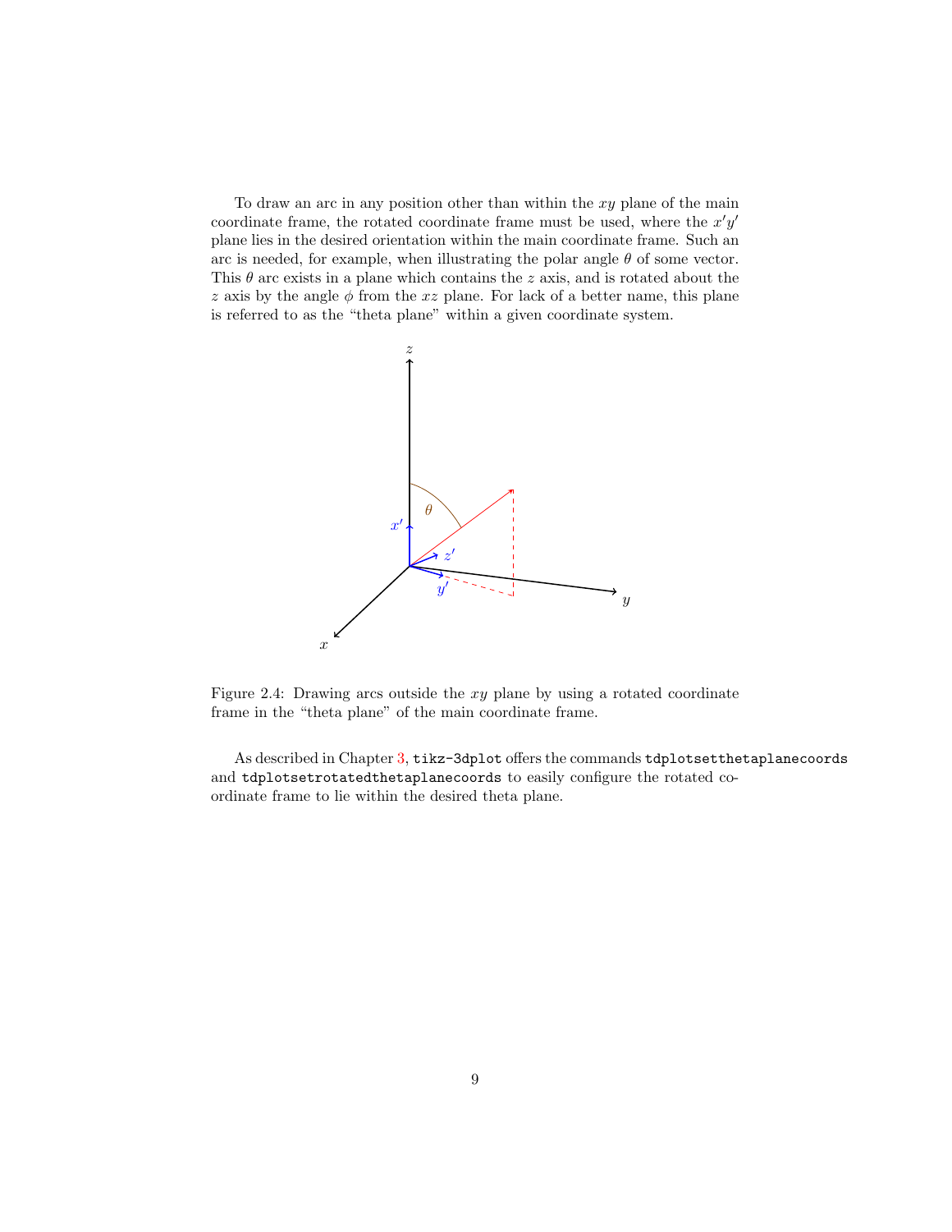To draw an arc in any position other than within the $xy$ plane of the main coordinate frame, the rotated coordinate frame must be used, where the $x'y'$ plane lies in the desired orientation within the main coordinate frame. Such an arc is needed, for example, when illustrating the polar angle $\theta$ of some vector. This $\theta$ arc exists in a plane which contains the $z$ axis, and is rotated about the $z$ axis by the angle $\phi$ from the $xz$ plane. For lack of a better name, this plane is referred to as the "theta plane" within a given coordinate system.

Figure 2.4: Drawing arcs outside the $xy$ plane by using a rotated coordinate frame in the "theta plane" of the main coordinate frame.

As described in Chapter 3, `tikz-3dplot` offers the commands `tdplotsetthetaplanecoords` and `tdplotsetrotatedthetaplanecoords` to easily configure the rotated coordinate frame to lie within the desired theta plane.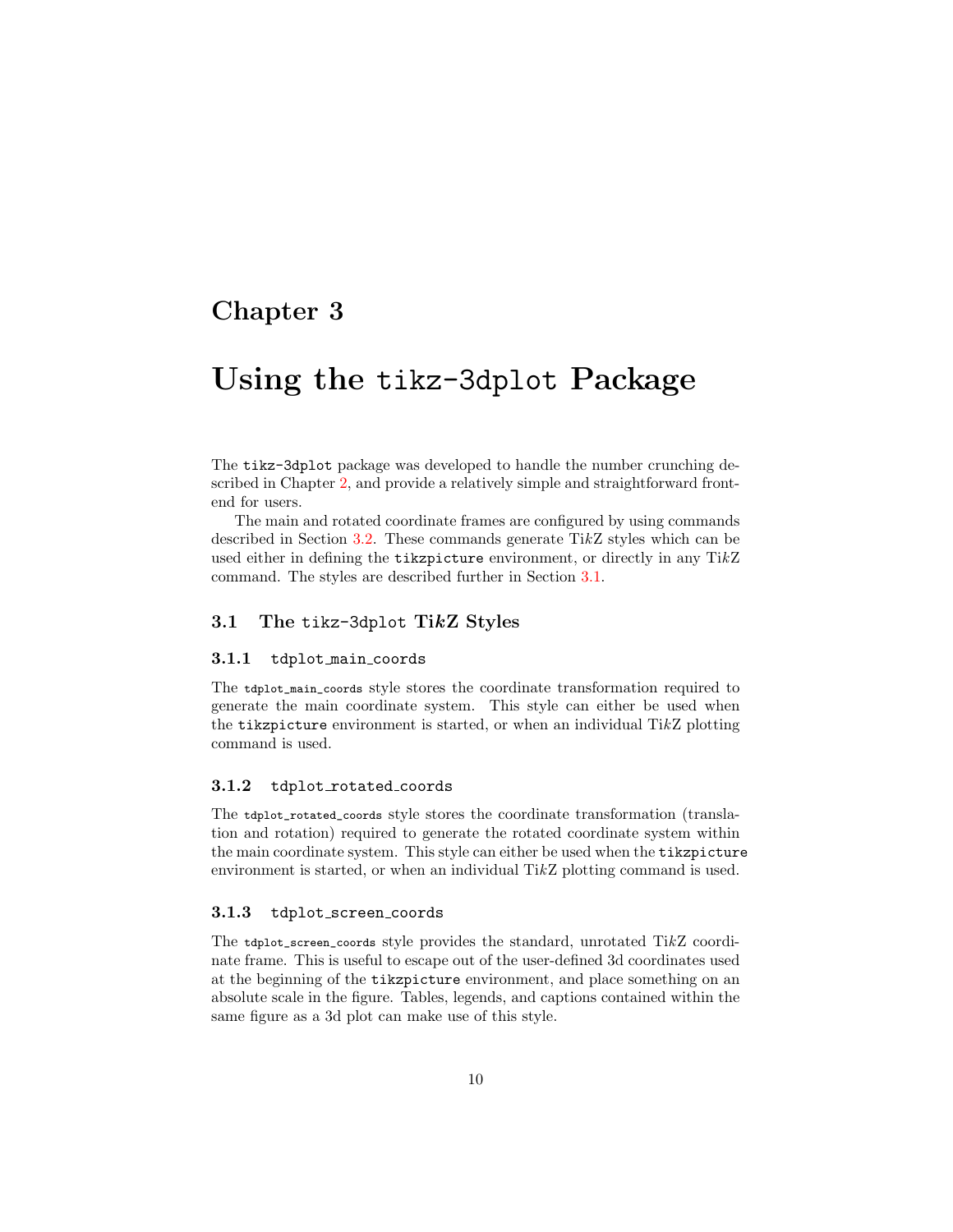# Chapter 3

# Using the `tikz-3dplot` Package

The `tikz-3dplot` package was developed to handle the number crunching described in Chapter 2, and provide a relatively simple and straightforward front-end for users.

The main and rotated coordinate frames are configured by using commands described in Section 3.2. These commands generate Ti*k*Z styles which can be used either in defining the `tikzpicture` environment, or directly in any Ti*k*Z command. The styles are described further in Section 3.1.

## 3.1 The `tikz-3dplot` Ti*k*Z Styles

### 3.1.1 `tdplot_main_coords`

The `tdplot_main_coords` style stores the coordinate transformation required to generate the main coordinate system. This style can either be used when the `tikzpicture` environment is started, or when an individual Ti*k*Z plotting command is used.

### 3.1.2 `tdplot_rotated_coords`

The `tdplot_rotated_coords` style stores the coordinate transformation (translation and rotation) required to generate the rotated coordinate system within the main coordinate system. This style can either be used when the `tikzpicture` environment is started, or when an individual Ti*k*Z plotting command is used.

### 3.1.3 `tdplot_screen_coords`

The `tdplot_screen_coords` style provides the standard, unrotated Ti*k*Z coordinate frame. This is useful to escape out of the user-defined 3d coordinates used at the beginning of the `tikzpicture` environment, and place something on an absolute scale in the figure. Tables, legends, and captions contained within the same figure as a 3d plot can make use of this style.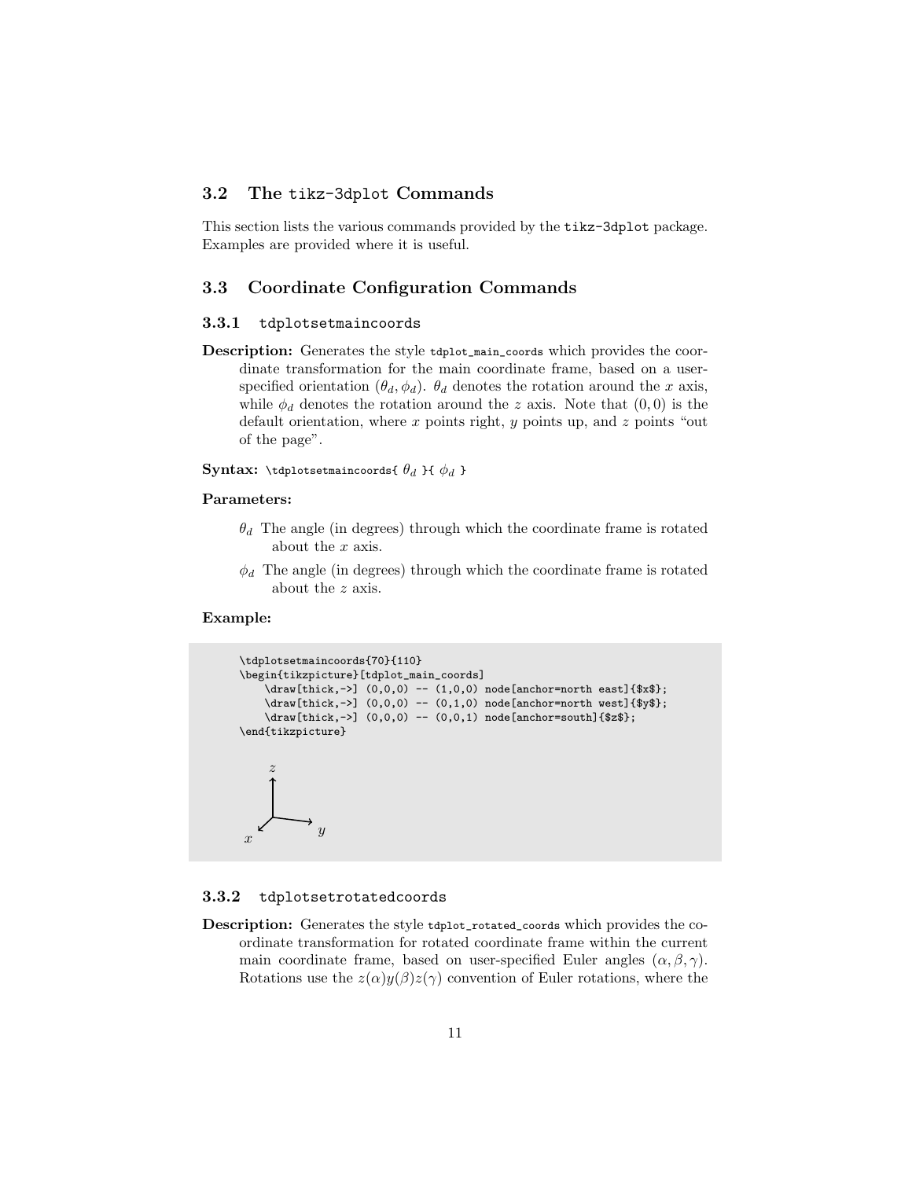## 3.2 The tikz-3dplot Commands

This section lists the various commands provided by the `tikz-3dplot` package. Examples are provided where it is useful.

## 3.3 Coordinate Configuration Commands

### 3.3.1 tdplotsetmaincoords

**Description:** Generates the style `tdplot_main_coords` which provides the coordinate transformation for the main coordinate frame, based on a user-specified orientation $(\theta_d, \phi_d)$. $\theta_d$ denotes the rotation around the $x$ axis, while $\phi_d$ denotes the rotation around the $z$ axis. Note that $(0, 0)$ is the default orientation, where $x$ points right, $y$ points up, and $z$ points "out of the page".

**Syntax:** `\tdplotsetmaincoords{` $\theta_d$ `}{` $\phi_d$ `}`

**Parameters:**

- $\theta_d$ The angle (in degrees) through which the coordinate frame is rotated about the $x$ axis.
- $\phi_d$ The angle (in degrees) through which the coordinate frame is rotated about the $z$ axis.

**Example:**

```
\tdplotsetmaincoords{70}{110}
\begin{tikzpicture}[tdplot_main_coords]
    \draw[thick,->] (0,0,0) -- (1,0,0) node[anchor=north east]{$x$};
    \draw[thick,->] (0,0,0) -- (0,1,0) node[anchor=north west]{$y$};
    \draw[thick,->] (0,0,0) -- (0,0,1) node[anchor=south]{$z$};
\end{tikzpicture}
```

### 3.3.2 tdplotsetrotatedcoords

**Description:** Generates the style `tdplot_rotated_coords` which provides the coordinate transformation for rotated coordinate frame within the current main coordinate frame, based on user-specified Euler angles $(\alpha, \beta, \gamma)$. Rotations use the $z(\alpha)y(\beta)z(\gamma)$ convention of Euler rotations, where the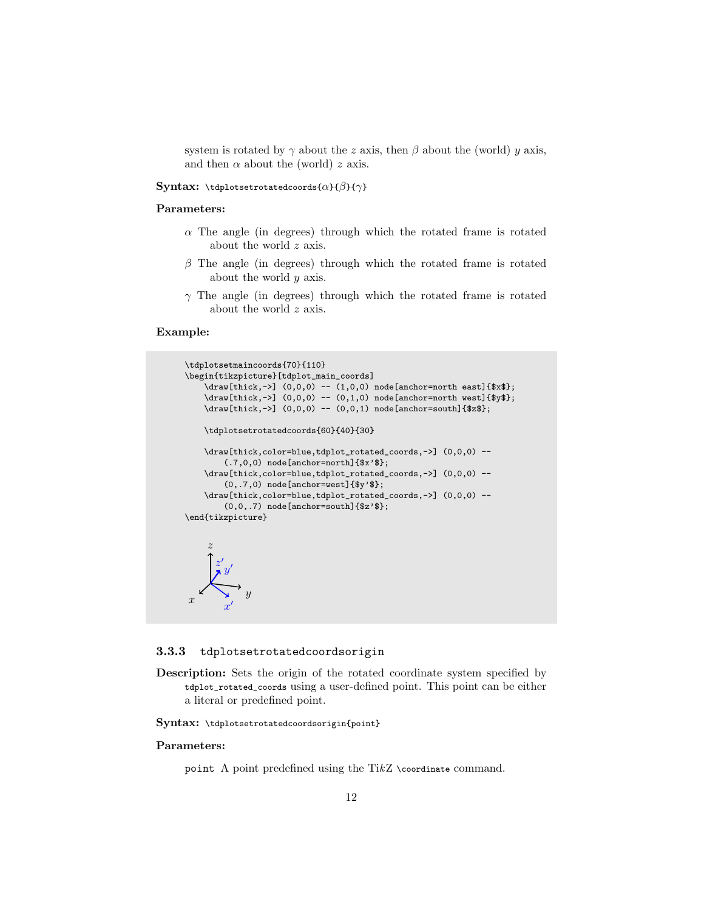system is rotated by $\gamma$ about the $z$ axis, then $\beta$ about the (world) $y$ axis, and then $\alpha$ about the (world) $z$ axis.

**Syntax:** `\tdplotsetrotatedcoords{`$\alpha$`}{`$\beta$`}{`$\gamma$`}`

**Parameters:**

$\alpha$ The angle (in degrees) through which the rotated frame is rotated about the world $z$ axis.

$\beta$ The angle (in degrees) through which the rotated frame is rotated about the world $y$ axis.

$\gamma$ The angle (in degrees) through which the rotated frame is rotated about the world $z$ axis.

**Example:**

```
\tdplotsetmaincoords{70}{110}
\begin{tikzpicture}[tdplot_main_coords]
    \draw[thick,->] (0,0,0) -- (1,0,0) node[anchor=north east]{$x$};
    \draw[thick,->] (0,0,0) -- (0,1,0) node[anchor=north west]{$y$};
    \draw[thick,->] (0,0,0) -- (0,0,1) node[anchor=south]{$z$};

    \tdplotsetrotatedcoords{60}{40}{30}

    \draw[thick,color=blue,tdplot_rotated_coords,->] (0,0,0) --
        (.7,0,0) node[anchor=north]{$x'$};
    \draw[thick,color=blue,tdplot_rotated_coords,->] (0,0,0) --
        (0,.7,0) node[anchor=west]{$y'$};
    \draw[thick,color=blue,tdplot_rotated_coords,->] (0,0,0) --
        (0,0,.7) node[anchor=south]{$z'$};
\end{tikzpicture}
```

### 3.3.3 tdplotsetrotatedcoordsorigin

**Description:** Sets the origin of the rotated coordinate system specified by `tdplot_rotated_coords` using a user-defined point. This point can be either a literal or predefined point.

**Syntax:** `\tdplotsetrotatedcoordsorigin{point}`

**Parameters:**

`point` A point predefined using the TikZ `\coordinate` command.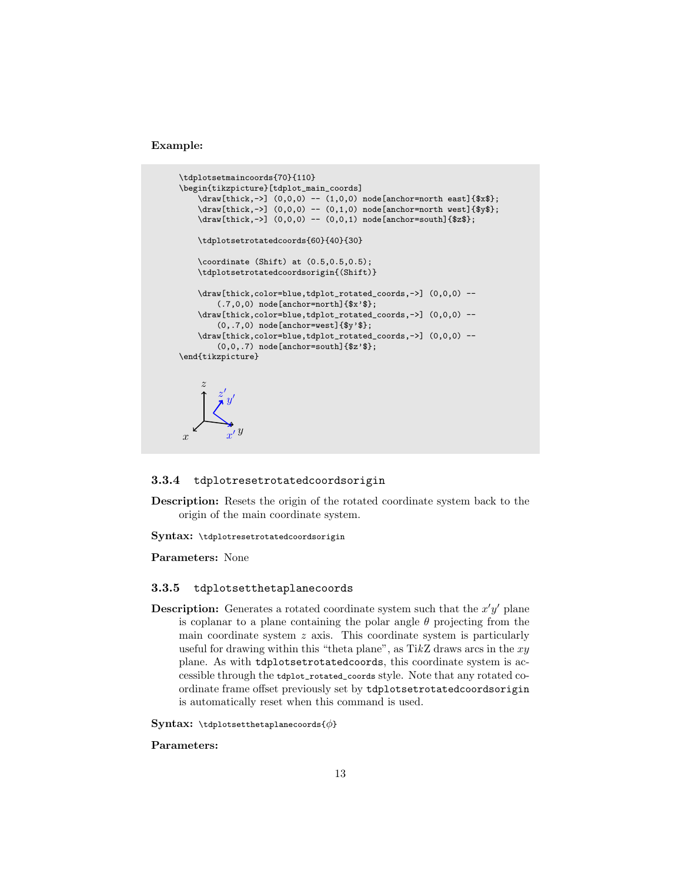**Example:**

```
\tdplotsetmaincoords{70}{110}
\begin{tikzpicture}[tdplot_main_coords]
    \draw[thick,->] (0,0,0) -- (1,0,0) node[anchor=north east]{$x$};
    \draw[thick,->] (0,0,0) -- (0,1,0) node[anchor=north west]{$y$};
    \draw[thick,->] (0,0,0) -- (0,0,1) node[anchor=south]{$z$};

    \tdplotsetrotatedcoords{60}{40}{30}

    \coordinate (Shift) at (0.5,0.5,0.5);
    \tdplotsetrotatedcoordsorigin{(Shift)}

    \draw[thick,color=blue,tdplot_rotated_coords,->] (0,0,0) --
        (.7,0,0) node[anchor=north]{$x'$};
    \draw[thick,color=blue,tdplot_rotated_coords,->] (0,0,0) --
        (0,.7,0) node[anchor=west]{$y'$};
    \draw[thick,color=blue,tdplot_rotated_coords,->] (0,0,0) --
        (0,0,.7) node[anchor=south]{$z'$};
\end{tikzpicture}
```

### 3.3.4 tdplotresetrotatedcoordsorigin

**Description:** Resets the origin of the rotated coordinate system back to the origin of the main coordinate system.

**Syntax:** `\tdplotresetrotatedcoordsorigin`

**Parameters:** None

### 3.3.5 tdplotsetthetaplanecoords

**Description:** Generates a rotated coordinate system such that the $x'y'$ plane is coplanar to a plane containing the polar angle $\theta$ projecting from the main coordinate system $z$ axis. This coordinate system is particularly useful for drawing within this "theta plane", as TikZ draws arcs in the $xy$ plane. As with `tdplotsetrotatedcoords`, this coordinate system is accessible through the `tdplot_rotated_coords` style. Note that any rotated coordinate frame offset previously set by `tdplotsetrotatedcoordsorigin` is automatically reset when this command is used.

**Syntax:** `\tdplotsetthetaplanecoords{`$\phi$`}`

**Parameters:**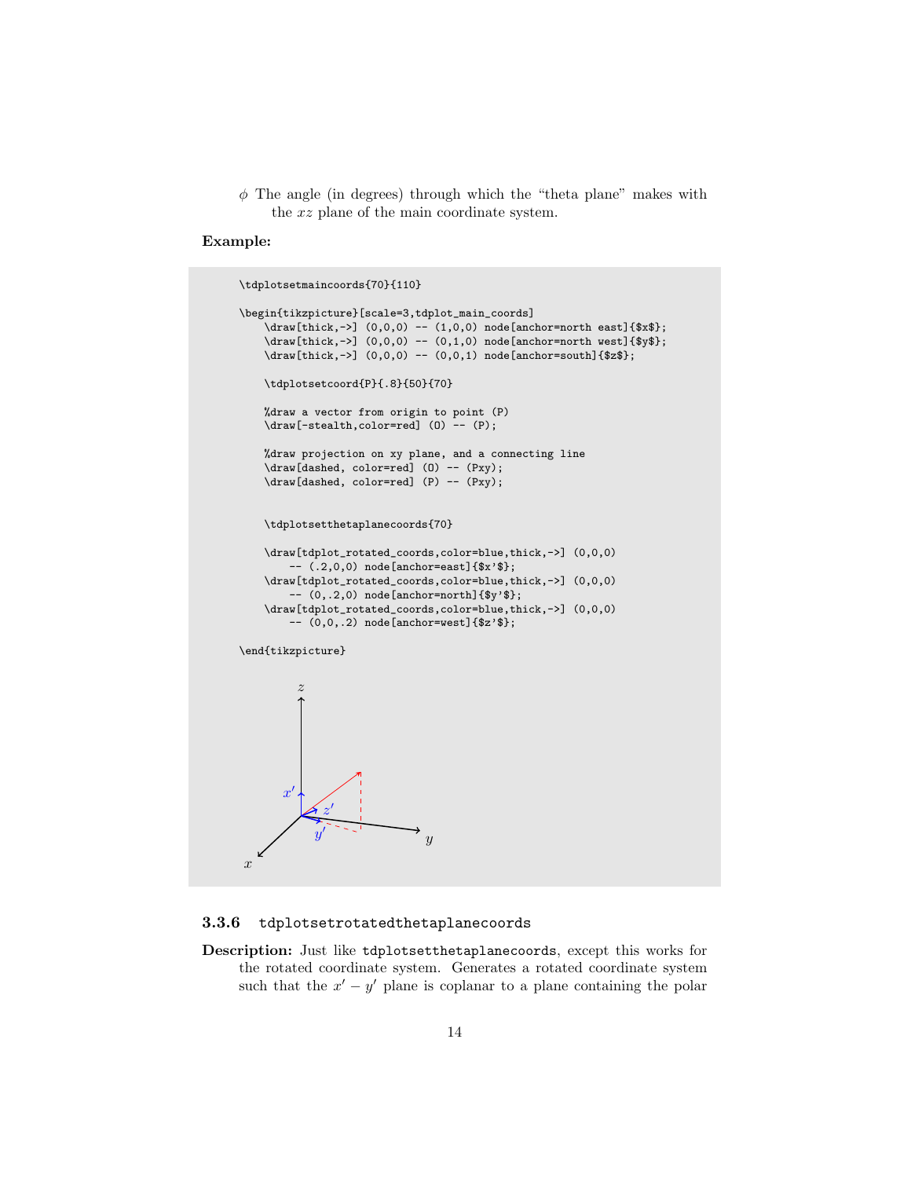$\phi$ The angle (in degrees) through which the "theta plane" makes with the $xz$ plane of the main coordinate system.

**Example:**

```
\tdplotsetmaincoords{70}{110}

\begin{tikzpicture}[scale=3,tdplot_main_coords]
    \draw[thick,->] (0,0,0) -- (1,0,0) node[anchor=north east]{$x$};
    \draw[thick,->] (0,0,0) -- (0,1,0) node[anchor=north west]{$y$};
    \draw[thick,->] (0,0,0) -- (0,0,1) node[anchor=south]{$z$};

    \tdplotsetcoord{P}{.8}{50}{70}

    %draw a vector from origin to point (P)
    \draw[-stealth,color=red] (O) -- (P);

    %draw projection on xy plane, and a connecting line
    \draw[dashed, color=red] (O) -- (Pxy);
    \draw[dashed, color=red] (P) -- (Pxy);


    \tdplotsetthetaplanecoords{70}

    \draw[tdplot_rotated_coords,color=blue,thick,->] (0,0,0)
        -- (.2,0,0) node[anchor=east]{$x'$};
    \draw[tdplot_rotated_coords,color=blue,thick,->] (0,0,0)
        -- (0,.2,0) node[anchor=north]{$y'$};
    \draw[tdplot_rotated_coords,color=blue,thick,->] (0,0,0)
        -- (0,0,.2) node[anchor=west]{$z'$};

\end{tikzpicture}
```

### 3.3.6 tdplotsetrotatedthetaplanecoords

**Description:** Just like `tdplotsetthetaplanecoords`, except this works for the rotated coordinate system. Generates a rotated coordinate system such that the $x' - y'$ plane is coplanar to a plane containing the polar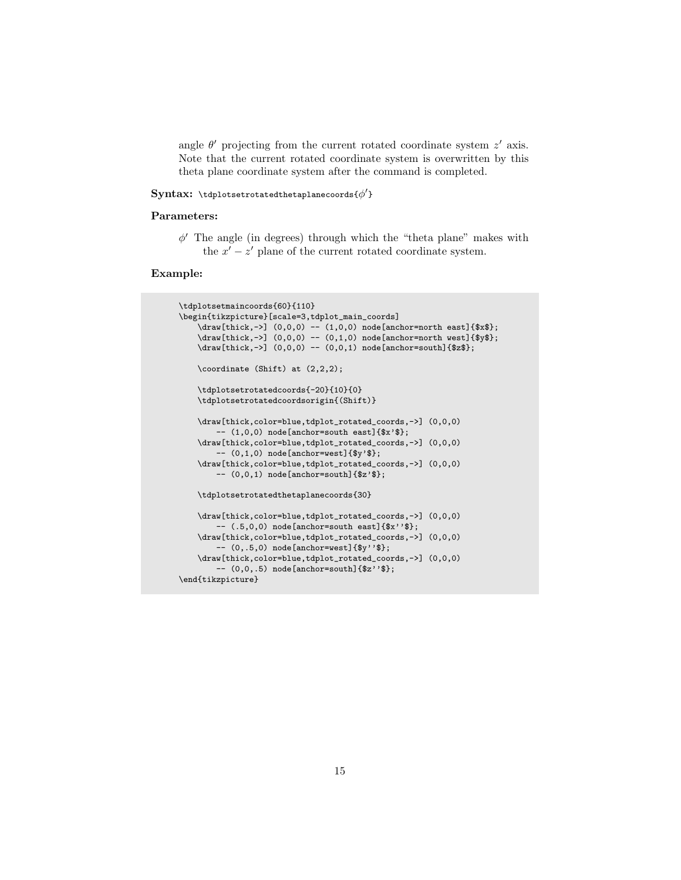angle $\theta'$ projecting from the current rotated coordinate system $z'$ axis. Note that the current rotated coordinate system is overwritten by this theta plane coordinate system after the command is completed.

**Syntax:** `\tdplotsetrotatedthetaplanecoords{`$\phi'$`}`

**Parameters:**

$\phi'$ The angle (in degrees) through which the "theta plane" makes with the $x' - z'$ plane of the current rotated coordinate system.

**Example:**

```
\tdplotsetmaincoords{60}{110}
\begin{tikzpicture}[scale=3,tdplot_main_coords]
    \draw[thick,->] (0,0,0) -- (1,0,0) node[anchor=north east]{$x$};
    \draw[thick,->] (0,0,0) -- (0,1,0) node[anchor=north west]{$y$};
    \draw[thick,->] (0,0,0) -- (0,0,1) node[anchor=south]{$z$};

    \coordinate (Shift) at (2,2,2);

    \tdplotsetrotatedcoords{-20}{10}{0}
    \tdplotsetrotatedcoordsorigin{(Shift)}

    \draw[thick,color=blue,tdplot_rotated_coords,->] (0,0,0)
        -- (1,0,0) node[anchor=south east]{$x'$};
    \draw[thick,color=blue,tdplot_rotated_coords,->] (0,0,0)
        -- (0,1,0) node[anchor=west]{$y'$};
    \draw[thick,color=blue,tdplot_rotated_coords,->] (0,0,0)
        -- (0,0,1) node[anchor=south]{$z'$};

    \tdplotsetrotatedthetaplanecoords{30}

    \draw[thick,color=blue,tdplot_rotated_coords,->] (0,0,0)
        -- (.5,0,0) node[anchor=south east]{$x''$};
    \draw[thick,color=blue,tdplot_rotated_coords,->] (0,0,0)
        -- (0,.5,0) node[anchor=west]{$y''$};
    \draw[thick,color=blue,tdplot_rotated_coords,->] (0,0,0)
        -- (0,0,.5) node[anchor=south]{$z''$};
\end{tikzpicture}
```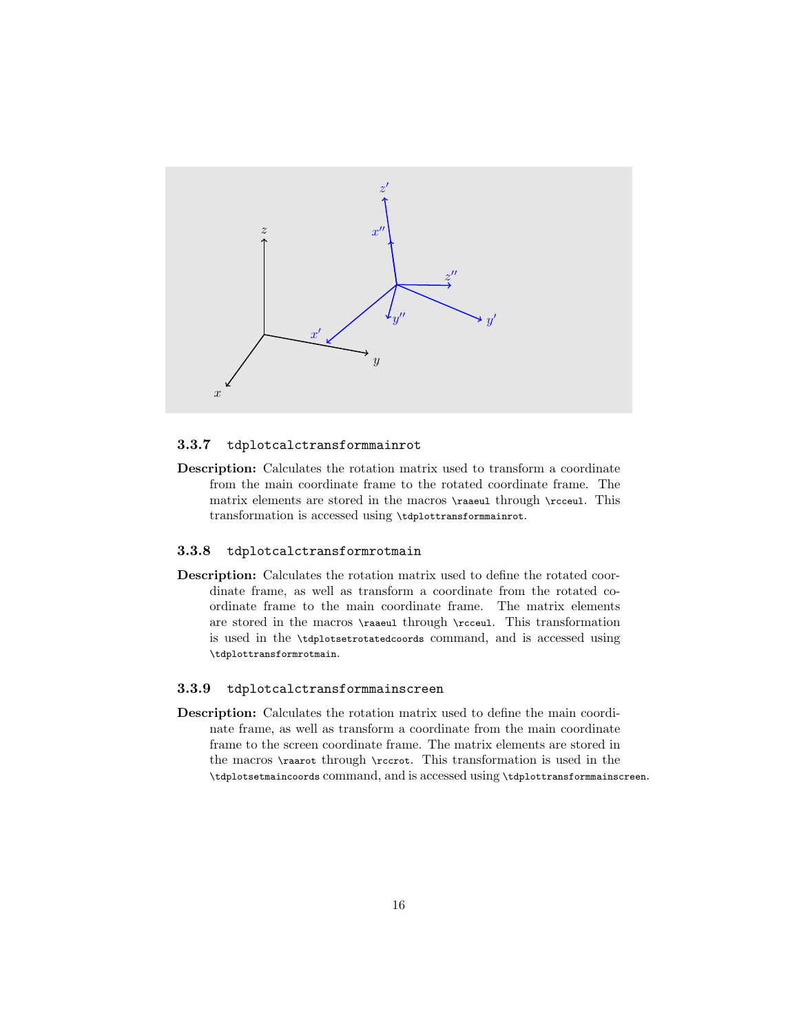### 3.3.7 `tdplotcalctransformmainrot`

**Description:** Calculates the rotation matrix used to transform a coordinate from the main coordinate frame to the rotated coordinate frame. The matrix elements are stored in the macros `\raaeul` through `\rcceul`. This transformation is accessed using `\tdplottransformmainrot`.

### 3.3.8 `tdplotcalctransformrotmain`

**Description:** Calculates the rotation matrix used to define the rotated coordinate frame, as well as transform a coordinate from the rotated coordinate frame to the main coordinate frame. The matrix elements are stored in the macros `\raaeul` through `\rcceul`. This transformation is used in the `\tdplotsetrotatedcoords` command, and is accessed using `\tdplottransformrotmain`.

### 3.3.9 `tdplotcalctransformmainscreen`

**Description:** Calculates the rotation matrix used to define the main coordinate frame, as well as transform a coordinate from the main coordinate frame to the screen coordinate frame. The matrix elements are stored in the macros `\raarot` through `\rccrot`. This transformation is used in the `\tdplotsetmaincoords` command, and is accessed using `\tdplottransformmainscreen`.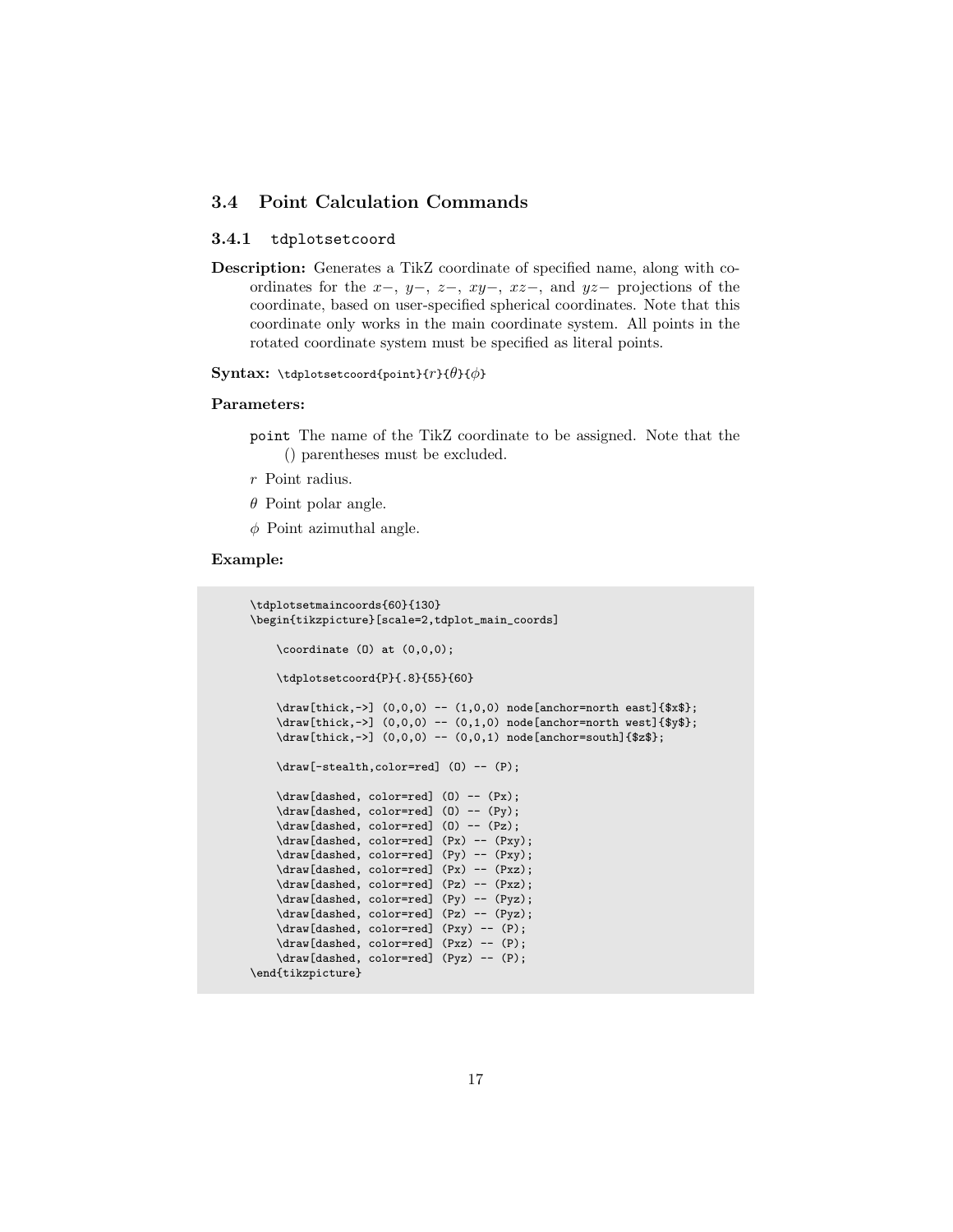## 3.4 Point Calculation Commands

### 3.4.1 `tdplotsetcoord`

**Description:** Generates a TikZ coordinate of specified name, along with coordinates for the $x-$, $y-$, $z-$, $xy-$, $xz-$, and $yz-$ projections of the coordinate, based on user-specified spherical coordinates. Note that this coordinate only works in the main coordinate system. All points in the rotated coordinate system must be specified as literal points.

**Syntax:** `\tdplotsetcoord{point}`{$r$}{$\theta$}{$\phi$}

**Parameters:**

`point` The name of the TikZ coordinate to be assigned. Note that the () parentheses must be excluded.

$r$ Point radius.

$\theta$ Point polar angle.

$\phi$ Point azimuthal angle.

**Example:**

```
\tdplotsetmaincoords{60}{130}
\begin{tikzpicture}[scale=2,tdplot_main_coords]

    \coordinate (O) at (0,0,0);

    \tdplotsetcoord{P}{.8}{55}{60}

    \draw[thick,->] (0,0,0) -- (1,0,0) node[anchor=north east]{$x$};
    \draw[thick,->] (0,0,0) -- (0,1,0) node[anchor=north west]{$y$};
    \draw[thick,->] (0,0,0) -- (0,0,1) node[anchor=south]{$z$};

    \draw[-stealth,color=red] (O) -- (P);

    \draw[dashed, color=red] (O) -- (Px);
    \draw[dashed, color=red] (O) -- (Py);
    \draw[dashed, color=red] (O) -- (Pz);
    \draw[dashed, color=red] (Px) -- (Pxy);
    \draw[dashed, color=red] (Py) -- (Pxy);
    \draw[dashed, color=red] (Px) -- (Pxz);
    \draw[dashed, color=red] (Pz) -- (Pxz);
    \draw[dashed, color=red] (Py) -- (Pyz);
    \draw[dashed, color=red] (Pz) -- (Pyz);
    \draw[dashed, color=red] (Pxy) -- (P);
    \draw[dashed, color=red] (Pxz) -- (P);
    \draw[dashed, color=red] (Pyz) -- (P);
\end{tikzpicture}
```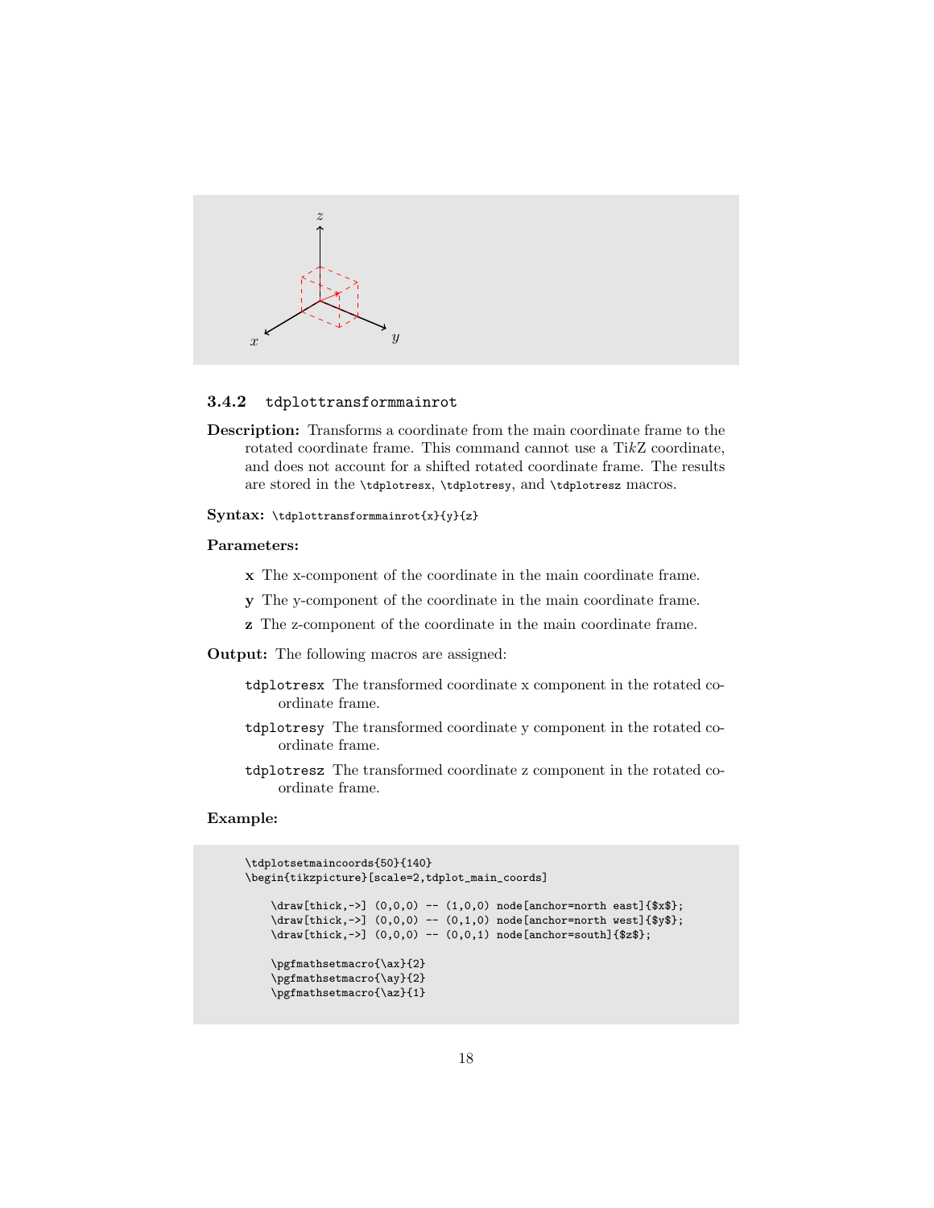### 3.4.2 tdplottransformmainrot

**Description:** Transforms a coordinate from the main coordinate frame to the rotated coordinate frame. This command cannot use a TikZ coordinate, and does not account for a shifted rotated coordinate frame. The results are stored in the `\tdplotresx`, `\tdplotresy`, and `\tdplotresz` macros.

**Syntax:** `\tdplottransformmainrot{x}{y}{z}`

**Parameters:**

- **x** The x-component of the coordinate in the main coordinate frame.
- **y** The y-component of the coordinate in the main coordinate frame.
- **z** The z-component of the coordinate in the main coordinate frame.

**Output:** The following macros are assigned:

- `tdplotresx` The transformed coordinate x component in the rotated coordinate frame.
- `tdplotresy` The transformed coordinate y component in the rotated coordinate frame.
- `tdplotresz` The transformed coordinate z component in the rotated coordinate frame.

**Example:**

```
\tdplotsetmaincoords{50}{140}
\begin{tikzpicture}[scale=2,tdplot_main_coords]

    \draw[thick,->] (0,0,0) -- (1,0,0) node[anchor=north east]{$x$};
    \draw[thick,->] (0,0,0) -- (0,1,0) node[anchor=north west]{$y$};
    \draw[thick,->] (0,0,0) -- (0,0,1) node[anchor=south]{$z$};

    \pgfmathsetmacro{\ax}{2}
    \pgfmathsetmacro{\ay}{2}
    \pgfmathsetmacro{\az}{1}
```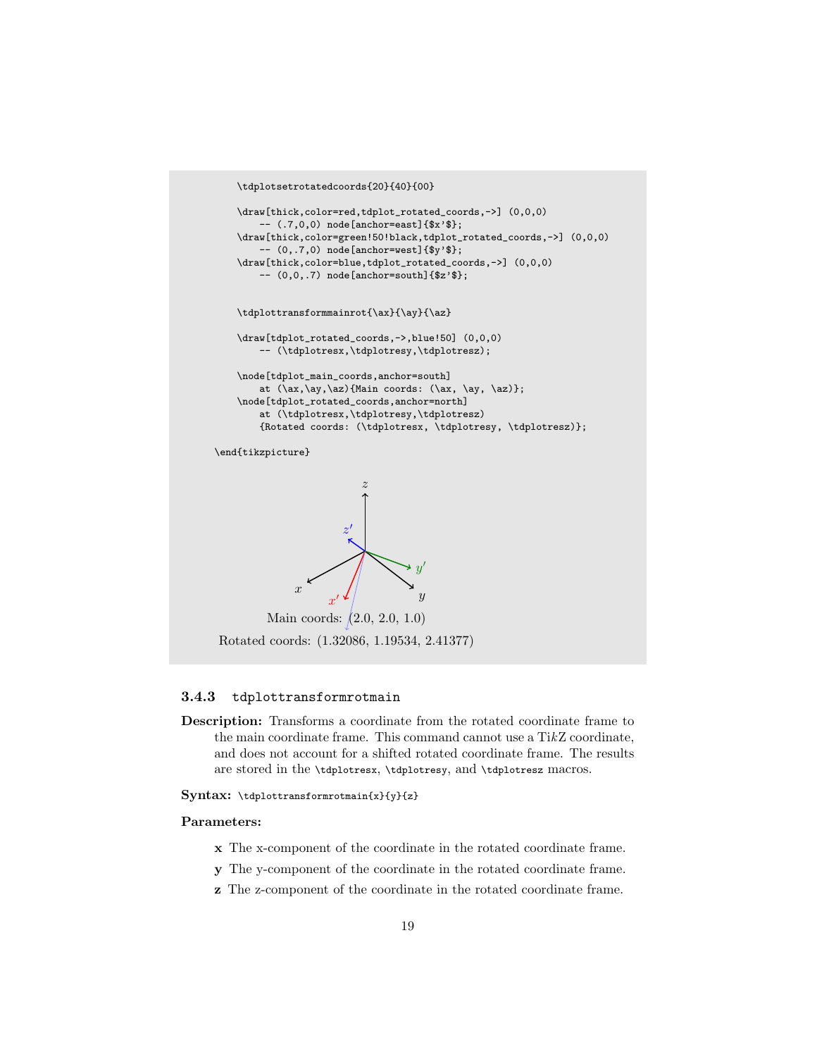```
    \tdplotsetrotatedcoords{20}{40}{00}

    \draw[thick,color=red,tdplot_rotated_coords,->] (0,0,0)
        -- (.7,0,0) node[anchor=east]{$x'$};
    \draw[thick,color=green!50!black,tdplot_rotated_coords,->] (0,0,0)
        -- (0,.7,0) node[anchor=west]{$y'$};
    \draw[thick,color=blue,tdplot_rotated_coords,->] (0,0,0)
        -- (0,0,.7) node[anchor=south]{$z'$};


    \tdplottransformmainrot{\ax}{\ay}{\az}

    \draw[tdplot_rotated_coords,->,blue!50] (0,0,0)
        -- (\tdplotresx,\tdplotresy,\tdplotresz);

    \node[tdplot_main_coords,anchor=south]
        at (\ax,\ay,\az){Main coords: (\ax, \ay, \az)};
    \node[tdplot_rotated_coords,anchor=north]
        at (\tdplotresx,\tdplotresy,\tdplotresz)
        {Rotated coords: (\tdplotresx, \tdplotresy, \tdplotresz)};

\end{tikzpicture}
```

Main coords: (2.0, 2.0, 1.0)

Rotated coords: (1.32086, 1.19534, 2.41377)

### 3.4.3 `tdplottransformrotmain`

**Description:** Transforms a coordinate from the rotated coordinate frame to the main coordinate frame. This command cannot use a Ti*k*Z coordinate, and does not account for a shifted rotated coordinate frame. The results are stored in the `\tdplotresx`, `\tdplotresy`, and `\tdplotresz` macros.

**Syntax:** `\tdplottransformrotmain{x}{y}{z}`

**Parameters:**

- **x** The x-component of the coordinate in the rotated coordinate frame.
- **y** The y-component of the coordinate in the rotated coordinate frame.
- **z** The z-component of the coordinate in the rotated coordinate frame.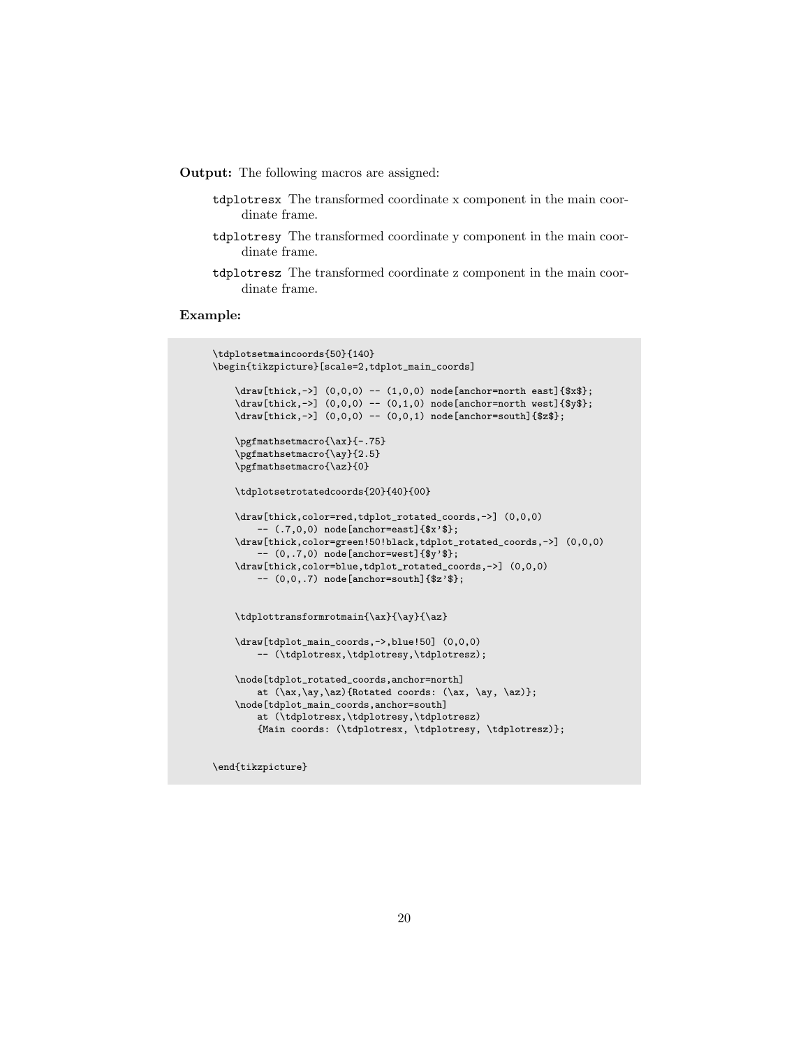**Output:** The following macros are assigned:

- `tdplotresx` The transformed coordinate x component in the main coordinate frame.
- `tdplotresy` The transformed coordinate y component in the main coordinate frame.
- `tdplotresz` The transformed coordinate z component in the main coordinate frame.

**Example:**

```
\tdplotsetmaincoords{50}{140}
\begin{tikzpicture}[scale=2,tdplot_main_coords]

    \draw[thick,->] (0,0,0) -- (1,0,0) node[anchor=north east]{$x$};
    \draw[thick,->] (0,0,0) -- (0,1,0) node[anchor=north west]{$y$};
    \draw[thick,->] (0,0,0) -- (0,0,1) node[anchor=south]{$z$};

    \pgfmathsetmacro{\ax}{-.75}
    \pgfmathsetmacro{\ay}{2.5}
    \pgfmathsetmacro{\az}{0}

    \tdplotsetrotatedcoords{20}{40}{00}

    \draw[thick,color=red,tdplot_rotated_coords,->] (0,0,0)
        -- (.7,0,0) node[anchor=east]{$x'$};
    \draw[thick,color=green!50!black,tdplot_rotated_coords,->] (0,0,0)
        -- (0,.7,0) node[anchor=west]{$y'$};
    \draw[thick,color=blue,tdplot_rotated_coords,->] (0,0,0)
        -- (0,0,.7) node[anchor=south]{$z'$};


    \tdplottransformrotmain{\ax}{\ay}{\az}

    \draw[tdplot_main_coords,->,blue!50] (0,0,0)
        -- (\tdplotresx,\tdplotresy,\tdplotresz);

    \node[tdplot_rotated_coords,anchor=north]
        at (\ax,\ay,\az){Rotated coords: (\ax, \ay, \az)};
    \node[tdplot_main_coords,anchor=south]
        at (\tdplotresx,\tdplotresy,\tdplotresz)
        {Main coords: (\tdplotresx, \tdplotresy, \tdplotresz)};


\end{tikzpicture}
```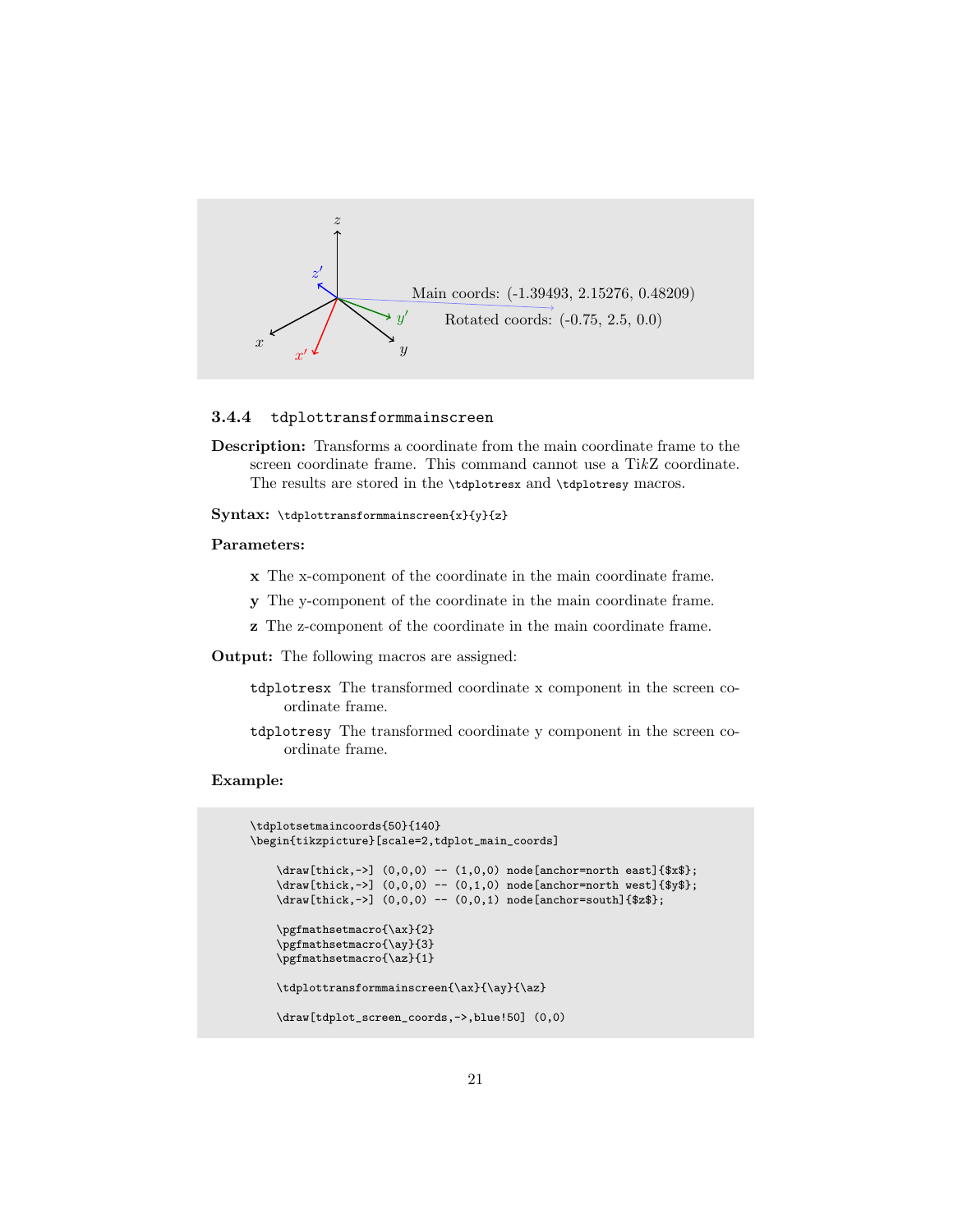Main coords: (-1.39493, 2.15276, 0.48209)

Rotated coords: (-0.75, 2.5, 0.0)

### 3.4.4 tdplottransformmainscreen

**Description:** Transforms a coordinate from the main coordinate frame to the screen coordinate frame. This command cannot use a Ti*k*Z coordinate. The results are stored in the `\tdplotresx` and `\tdplotresy` macros.

**Syntax:** `\tdplottransformmainscreen{x}{y}{z}`

**Parameters:**

- **x** The x-component of the coordinate in the main coordinate frame.
- **y** The y-component of the coordinate in the main coordinate frame.
- **z** The z-component of the coordinate in the main coordinate frame.

**Output:** The following macros are assigned:

- `tdplotresx` The transformed coordinate x component in the screen coordinate frame.
- `tdplotresy` The transformed coordinate y component in the screen coordinate frame.

**Example:**

```
\tdplotsetmaincoords{50}{140}
\begin{tikzpicture}[scale=2,tdplot_main_coords]

    \draw[thick,->] (0,0,0) -- (1,0,0) node[anchor=north east]{$x$};
    \draw[thick,->] (0,0,0) -- (0,1,0) node[anchor=north west]{$y$};
    \draw[thick,->] (0,0,0) -- (0,0,1) node[anchor=south]{$z$};

    \pgfmathsetmacro{\ax}{2}
    \pgfmathsetmacro{\ay}{3}
    \pgfmathsetmacro{\az}{1}

    \tdplottransformmainscreen{\ax}{\ay}{\az}

    \draw[tdplot_screen_coords,->,blue!50] (0,0)
```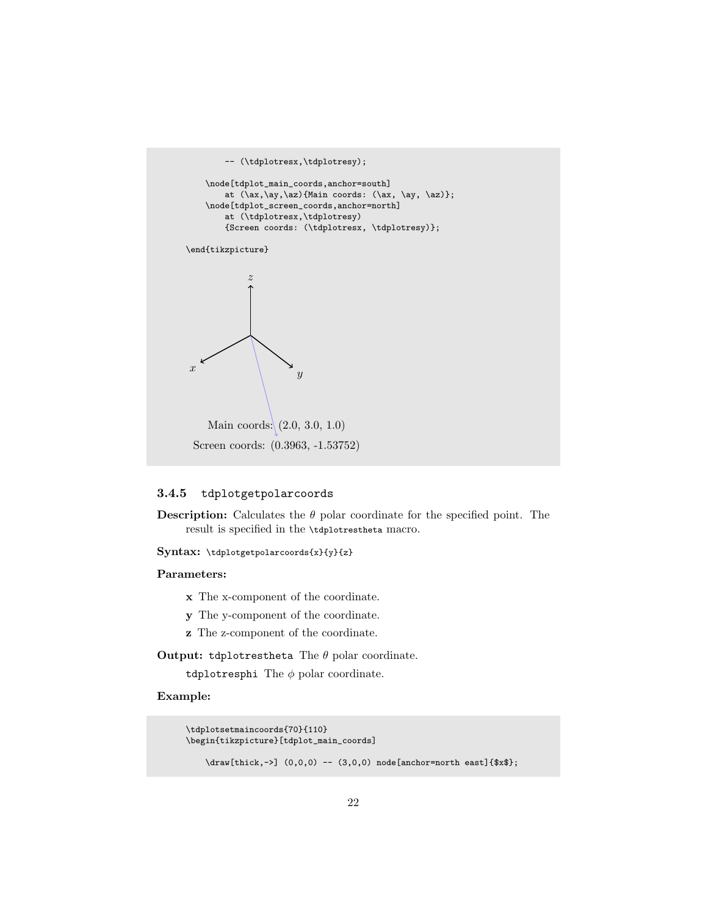```
        -- (\tdplotresx,\tdplotresy);

    \node[tdplot_main_coords,anchor=south]
        at (\ax,\ay,\az){Main coords: (\ax, \ay, \az)};
    \node[tdplot_screen_coords,anchor=north]
        at (\tdplotresx,\tdplotresy)
        {Screen coords: (\tdplotresx, \tdplotresy)};

\end{tikzpicture}
```

$z$

$x$ $y$

Main coords: (2.0, 3.0, 1.0)

Screen coords: (0.3963, -1.53752)

### 3.4.5 tdplotgetpolarcoords

**Description:** Calculates the $\theta$ polar coordinate for the specified point. The result is specified in the `\tdplotrestheta` macro.

**Syntax:** `\tdplotgetpolarcoords{x}{y}{z}`

**Parameters:**

- **x** The x-component of the coordinate.
- **y** The y-component of the coordinate.
- **z** The z-component of the coordinate.

**Output:** `tdplotrestheta` The $\theta$ polar coordinate.

`tdplotresphi` The $\phi$ polar coordinate.

**Example:**

```
\tdplotsetmaincoords{70}{110}
\begin{tikzpicture}[tdplot_main_coords]

    \draw[thick,->] (0,0,0) -- (3,0,0) node[anchor=north east]{$x$};
```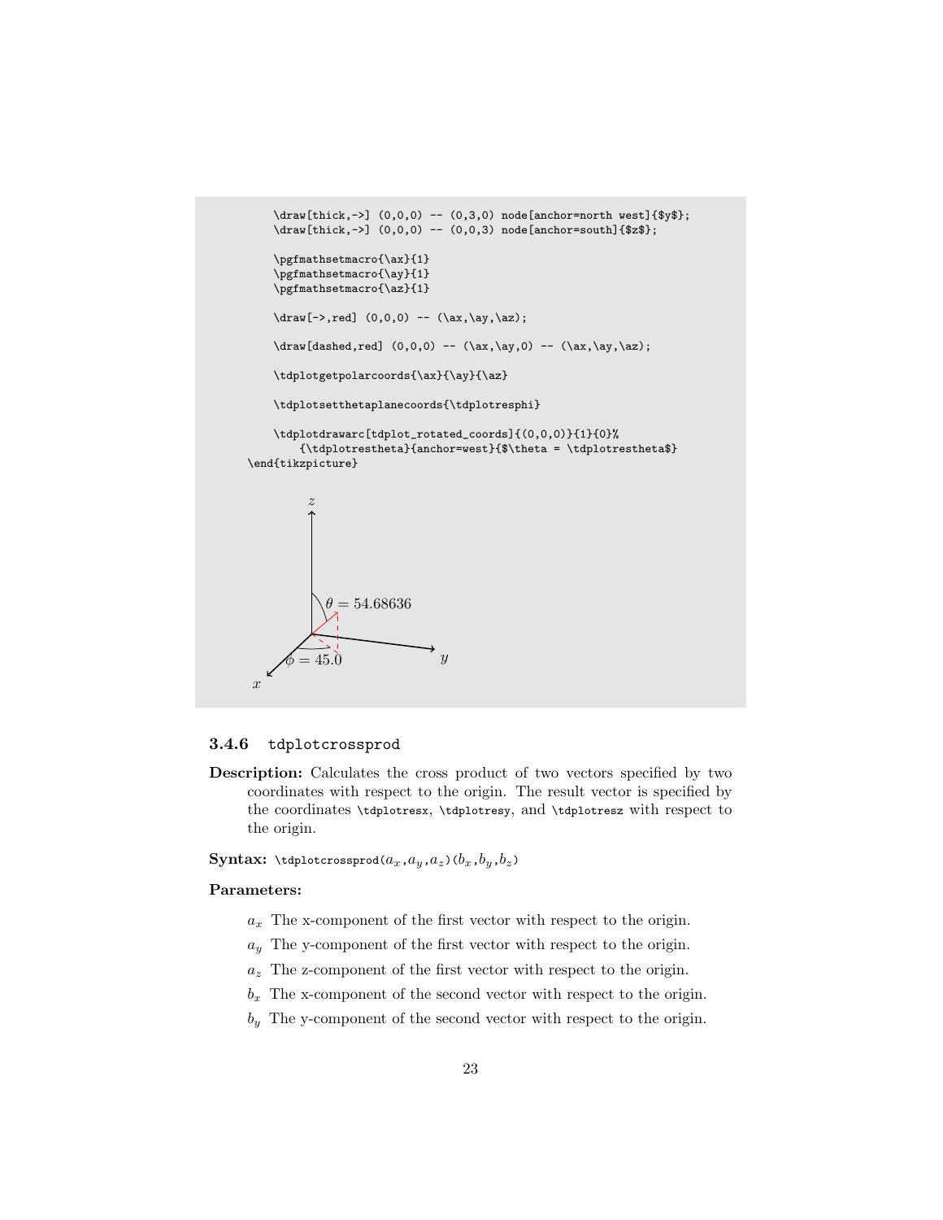```
    \draw[thick,->] (0,0,0) -- (0,3,0) node[anchor=north west]{$y$};
    \draw[thick,->] (0,0,0) -- (0,0,3) node[anchor=south]{$z$};

    \pgfmathsetmacro{\ax}{1}
    \pgfmathsetmacro{\ay}{1}
    \pgfmathsetmacro{\az}{1}

    \draw[->,red] (0,0,0) -- (\ax,\ay,\az);

    \draw[dashed,red] (0,0,0) -- (\ax,\ay,0) -- (\ax,\ay,\az);

    \tdplotgetpolarcoords{\ax}{\ay}{\az}

    \tdplotsetthetaplanecoords{\tdplotresphi}

    \tdplotdrawarc[tdplot_rotated_coords]{(0,0,0)}{1}{0}%
        {\tdplotrestheta}{anchor=west}{$\theta = \tdplotrestheta$}
\end{tikzpicture}
```

### 3.4.6 `tdplotcrossprod`

**Description:** Calculates the cross product of two vectors specified by two coordinates with respect to the origin. The result vector is specified by the coordinates `\tdplotresx`, `\tdplotresy`, and `\tdplotresz` with respect to the origin.

**Syntax:** `\tdplotcrossprod(`$a_x$`,`$a_y$`,`$a_z$`)(`$b_x$`,`$b_y$`,`$b_z$`)`

**Parameters:**

- $a_x$ The x-component of the first vector with respect to the origin.
- $a_y$ The y-component of the first vector with respect to the origin.
- $a_z$ The z-component of the first vector with respect to the origin.
- $b_x$ The x-component of the second vector with respect to the origin.
- $b_y$ The y-component of the second vector with respect to the origin.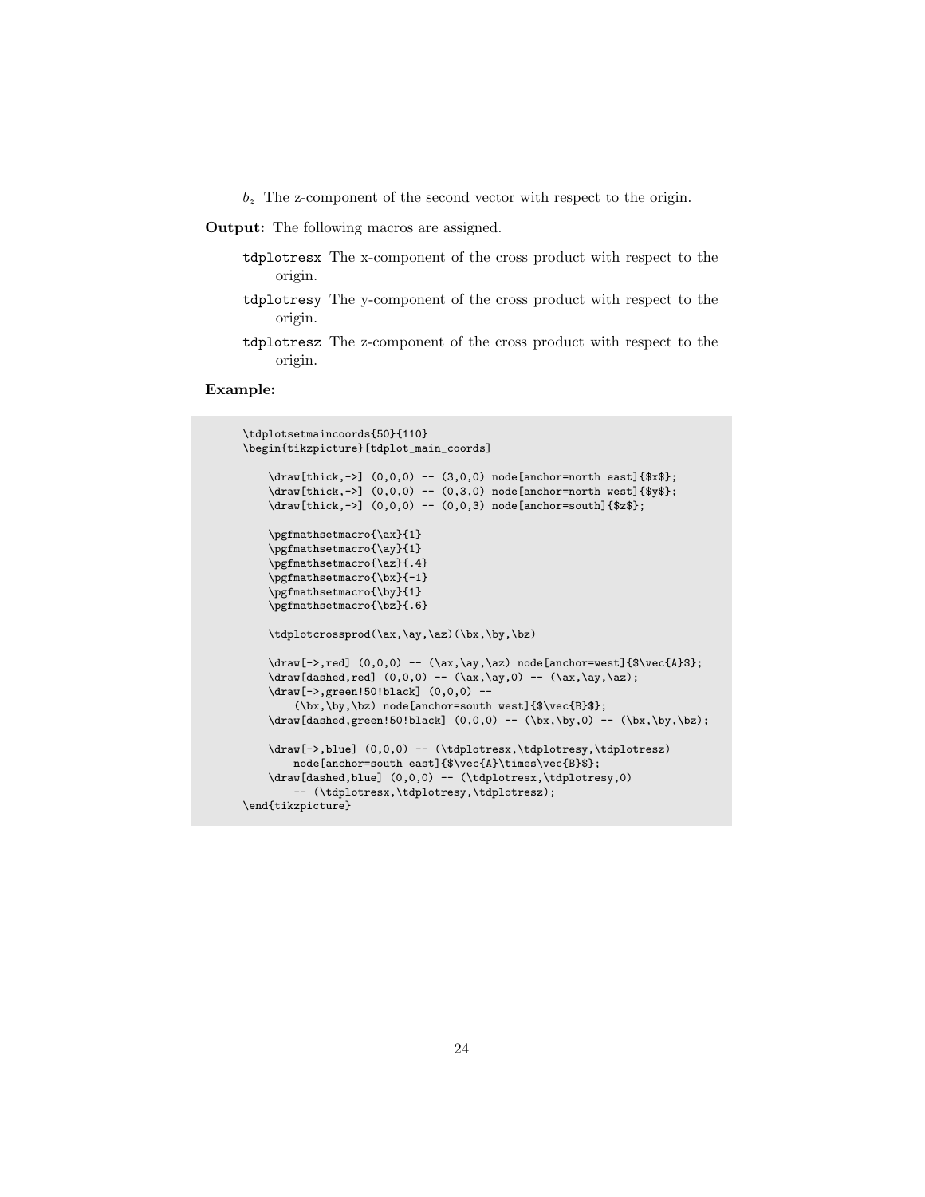$b_z$ The z-component of the second vector with respect to the origin.

**Output:** The following macros are assigned.

- tdplotresx The x-component of the cross product with respect to the origin.
- tdplotresy The y-component of the cross product with respect to the origin.
- tdplotresz The z-component of the cross product with respect to the origin.

**Example:**

```
\tdplotsetmaincoords{50}{110}
\begin{tikzpicture}[tdplot_main_coords]

    \draw[thick,->] (0,0,0) -- (3,0,0) node[anchor=north east]{$x$};
    \draw[thick,->] (0,0,0) -- (0,3,0) node[anchor=north west]{$y$};
    \draw[thick,->] (0,0,0) -- (0,0,3) node[anchor=south]{$z$};

    \pgfmathsetmacro{\ax}{1}
    \pgfmathsetmacro{\ay}{1}
    \pgfmathsetmacro{\az}{.4}
    \pgfmathsetmacro{\bx}{-1}
    \pgfmathsetmacro{\by}{1}
    \pgfmathsetmacro{\bz}{.6}

    \tdplotcrossprod(\ax,\ay,\az)(\bx,\by,\bz)

    \draw[->,red] (0,0,0) -- (\ax,\ay,\az) node[anchor=west]{$\vec{A}$};
    \draw[dashed,red] (0,0,0) -- (\ax,\ay,0) -- (\ax,\ay,\az);
    \draw[->,green!50!black] (0,0,0) --
        (\bx,\by,\bz) node[anchor=south west]{$\vec{B}$};
    \draw[dashed,green!50!black] (0,0,0) -- (\bx,\by,0) -- (\bx,\by,\bz);

    \draw[->,blue] (0,0,0) -- (\tdplotresx,\tdplotresy,\tdplotresz)
        node[anchor=south east]{$\vec{A}\times\vec{B}$};
    \draw[dashed,blue] (0,0,0) -- (\tdplotresx,\tdplotresy,0)
        -- (\tdplotresx,\tdplotresy,\tdplotresz);
\end{tikzpicture}
```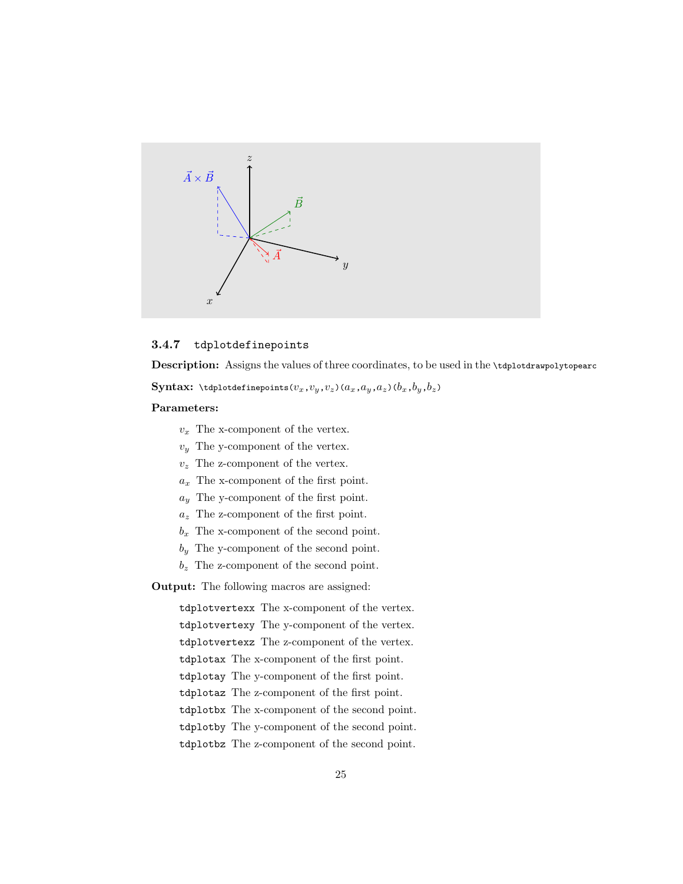### 3.4.7 tdplotdefinepoints

**Description:** Assigns the values of three coordinates, to be used in the `\tdplotdrawpolytopearc`

**Syntax:** `\tdplotdefinepoints(`$v_x$`,`$v_y$`,`$v_z$`)(`$a_x$`,`$a_y$`,`$a_z$`)(`$b_x$`,`$b_y$`,`$b_z$`)`

**Parameters:**

- $v_x$ The x-component of the vertex.
- $v_y$ The y-component of the vertex.
- $v_z$ The z-component of the vertex.
- $a_x$ The x-component of the first point.
- $a_y$ The y-component of the first point.
- $a_z$ The z-component of the first point.
- $b_x$ The x-component of the second point.
- $b_y$ The y-component of the second point.
- $b_z$ The z-component of the second point.

**Output:** The following macros are assigned:

- `tdplotvertexx` The x-component of the vertex.
- `tdplotvertexy` The y-component of the vertex.
- `tdplotvertexz` The z-component of the vertex.
- `tdplotax` The x-component of the first point.
- `tdplotay` The y-component of the first point.
- `tdplotaz` The z-component of the first point.
- `tdplotbx` The x-component of the second point.
- `tdplotby` The y-component of the second point.
- `tdplotbz` The z-component of the second point.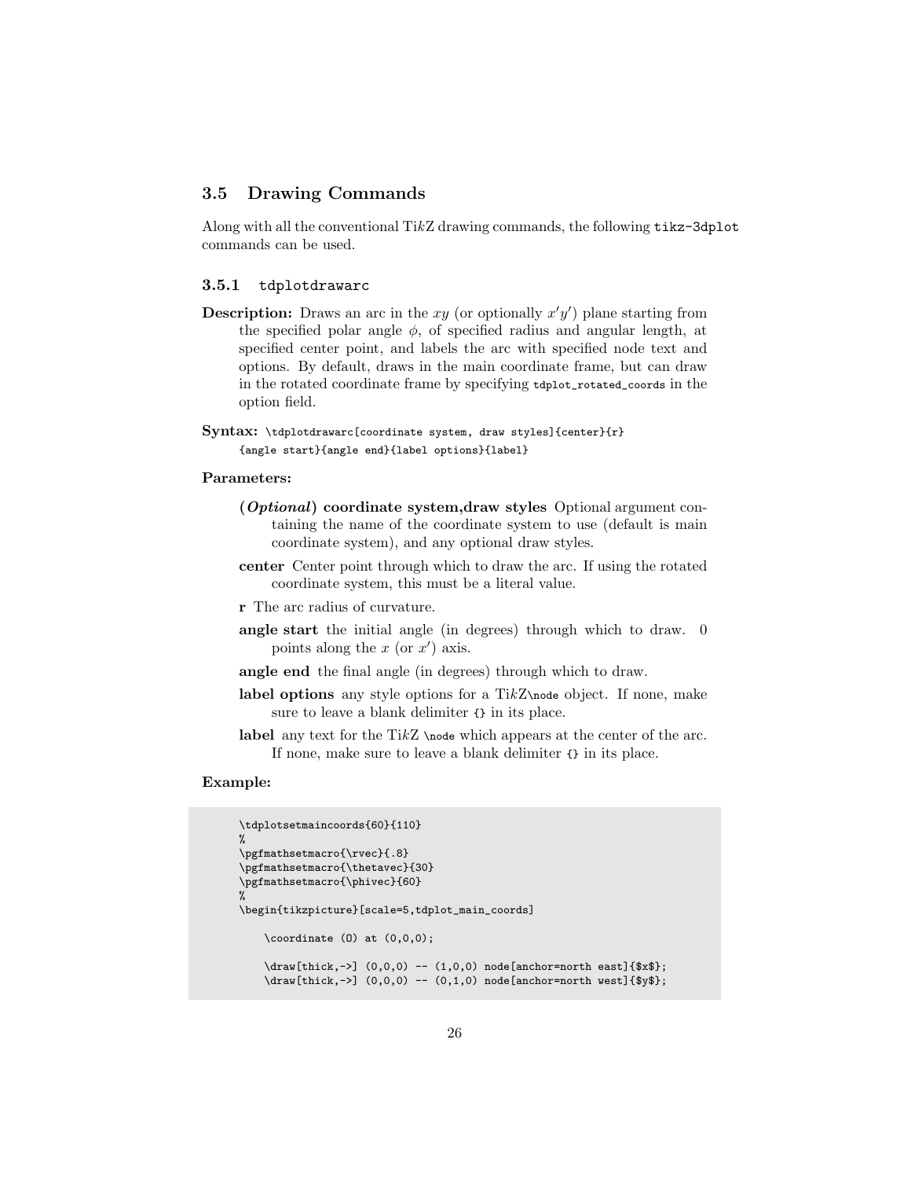## 3.5 Drawing Commands

Along with all the conventional TikZ drawing commands, the following `tikz-3dplot` commands can be used.

### 3.5.1 `tdplotdrawarc`

**Description:** Draws an arc in the $xy$ (or optionally $x'y'$) plane starting from the specified polar angle $\phi$, of specified radius and angular length, at specified center point, and labels the arc with specified node text and options. By default, draws in the main coordinate frame, but can draw in the rotated coordinate frame by specifying `tdplot_rotated_coords` in the option field.

**Syntax:** `\tdplotdrawarc[coordinate system, draw styles]{center}{r}{angle start}{angle end}{label options}{label}`

**Parameters:**

- **(*Optional*) coordinate system,draw styles** Optional argument containing the name of the coordinate system to use (default is main coordinate system), and any optional draw styles.
- **center** Center point through which to draw the arc. If using the rotated coordinate system, this must be a literal value.
- **r** The arc radius of curvature.
- **angle start** the initial angle (in degrees) through which to draw. 0 points along the $x$ (or $x'$) axis.
- **angle end** the final angle (in degrees) through which to draw.
- **label options** any style options for a TikZ`\node` object. If none, make sure to leave a blank delimiter `{}` in its place.
- **label** any text for the TikZ `\node` which appears at the center of the arc. If none, make sure to leave a blank delimiter `{}` in its place.

**Example:**

```
\tdplotsetmaincoords{60}{110}
%
\pgfmathsetmacro{\rvec}{.8}
\pgfmathsetmacro{\thetavec}{30}
\pgfmathsetmacro{\phivec}{60}
%
\begin{tikzpicture}[scale=5,tdplot_main_coords]

    \coordinate (O) at (0,0,0);

    \draw[thick,->] (0,0,0) -- (1,0,0) node[anchor=north east]{$x$};
    \draw[thick,->] (0,0,0) -- (0,1,0) node[anchor=north west]{$y$};
```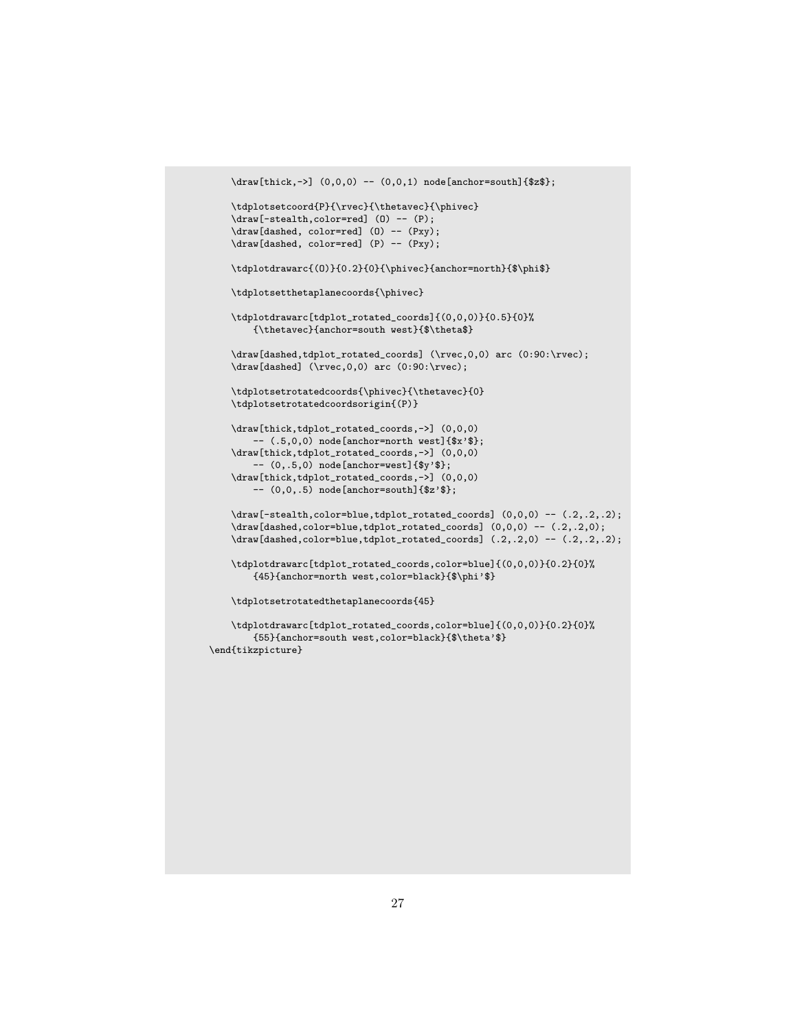```
    \draw[thick,->] (0,0,0) -- (0,0,1) node[anchor=south]{$z$};

    \tdplotsetcoord{P}{\rvec}{\thetavec}{\phivec}
    \draw[-stealth,color=red] (O) -- (P);
    \draw[dashed, color=red] (O) -- (Pxy);
    \draw[dashed, color=red] (P) -- (Pxy);

    \tdplotdrawarc{(O)}{0.2}{0}{\phivec}{anchor=north}{$\phi$}

    \tdplotsetthetaplanecoords{\phivec}

    \tdplotdrawarc[tdplot_rotated_coords]{(0,0,0)}{0.5}{0}%
        {\thetavec}{anchor=south west}{$\theta$}

    \draw[dashed,tdplot_rotated_coords] (\rvec,0,0) arc (0:90:\rvec);
    \draw[dashed] (\rvec,0,0) arc (0:90:\rvec);

    \tdplotsetrotatedcoords{\phivec}{\thetavec}{0}
    \tdplotsetrotatedcoordsorigin{(P)}

    \draw[thick,tdplot_rotated_coords,->] (0,0,0)
        -- (.5,0,0) node[anchor=north west]{$x'$};
    \draw[thick,tdplot_rotated_coords,->] (0,0,0)
        -- (0,.5,0) node[anchor=west]{$y'$};
    \draw[thick,tdplot_rotated_coords,->] (0,0,0)
        -- (0,0,.5) node[anchor=south]{$z'$};

    \draw[-stealth,color=blue,tdplot_rotated_coords] (0,0,0) -- (.2,.2,.2);
    \draw[dashed,color=blue,tdplot_rotated_coords] (0,0,0) -- (.2,.2,0);
    \draw[dashed,color=blue,tdplot_rotated_coords] (.2,.2,0) -- (.2,.2,.2);

    \tdplotdrawarc[tdplot_rotated_coords,color=blue]{(0,0,0)}{0.2}{0}%
        {45}{anchor=north west,color=black}{$\phi'$}

    \tdplotsetrotatedthetaplanecoords{45}

    \tdplotdrawarc[tdplot_rotated_coords,color=blue]{(0,0,0)}{0.2}{0}%
        {55}{anchor=south west,color=black}{$\theta'$}
\end{tikzpicture}
```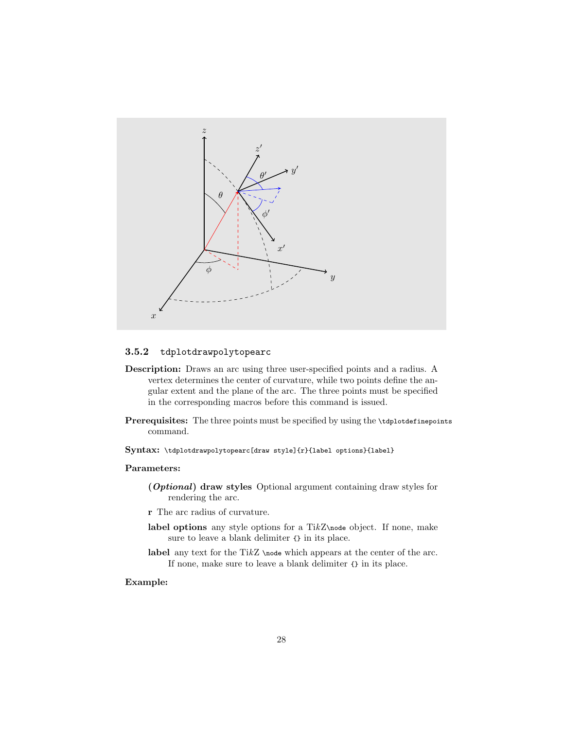### 3.5.2 `tdplotdrawpolytopearc`

**Description:** Draws an arc using three user-specified points and a radius. A vertex determines the center of curvature, while two points define the angular extent and the plane of the arc. The three points must be specified in the corresponding macros before this command is issued.

**Prerequisites:** The three points must be specified by using the `\tdplotdefinepoints` command.

**Syntax:** `\tdplotdrawpolytopearc[draw style]{r}{label options}{label}`

**Parameters:**

**(*Optional*) draw styles** Optional argument containing draw styles for rendering the arc.

**r** The arc radius of curvature.

**label options** any style options for a Ti*k*Z`\node` object. If none, make sure to leave a blank delimiter `{}` in its place.

**label** any text for the Ti*k*Z `\node` which appears at the center of the arc. If none, make sure to leave a blank delimiter `{}` in its place.

**Example:**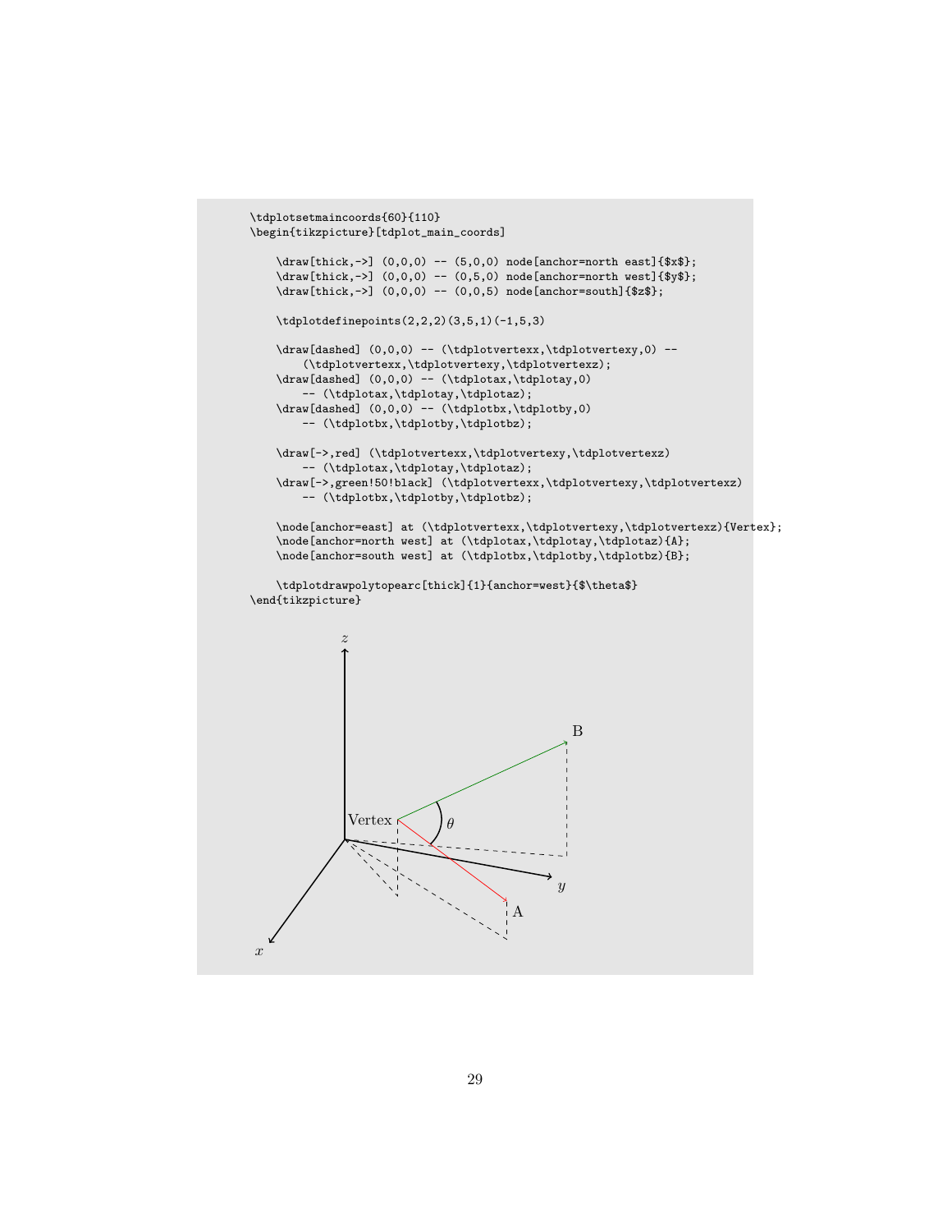```
\tdplotsetmaincoords{60}{110}
\begin{tikzpicture}[tdplot_main_coords]

    \draw[thick,->] (0,0,0) -- (5,0,0) node[anchor=north east]{$x$};
    \draw[thick,->] (0,0,0) -- (0,5,0) node[anchor=north west]{$y$};
    \draw[thick,->] (0,0,0) -- (0,0,5) node[anchor=south]{$z$};

    \tdplotdefinepoints(2,2,2)(3,5,1)(-1,5,3)

    \draw[dashed] (0,0,0) -- (\tdplotvertexx,\tdplotvertexy,0) --
        (\tdplotvertexx,\tdplotvertexy,\tdplotvertexz);
    \draw[dashed] (0,0,0) -- (\tdplotax,\tdplotay,0)
        -- (\tdplotax,\tdplotay,\tdplotaz);
    \draw[dashed] (0,0,0) -- (\tdplotbx,\tdplotby,0)
        -- (\tdplotbx,\tdplotby,\tdplotbz);

    \draw[->,red] (\tdplotvertexx,\tdplotvertexy,\tdplotvertexz)
        -- (\tdplotax,\tdplotay,\tdplotaz);
    \draw[->,green!50!black] (\tdplotvertexx,\tdplotvertexy,\tdplotvertexz)
        -- (\tdplotbx,\tdplotby,\tdplotbz);

    \node[anchor=east] at (\tdplotvertexx,\tdplotvertexy,\tdplotvertexz){Vertex};
    \node[anchor=north west] at (\tdplotax,\tdplotay,\tdplotaz){A};
    \node[anchor=south west] at (\tdplotbx,\tdplotby,\tdplotbz){B};

    \tdplotdrawpolytopearc[thick]{1}{anchor=west}{$\theta$}
\end{tikzpicture}
```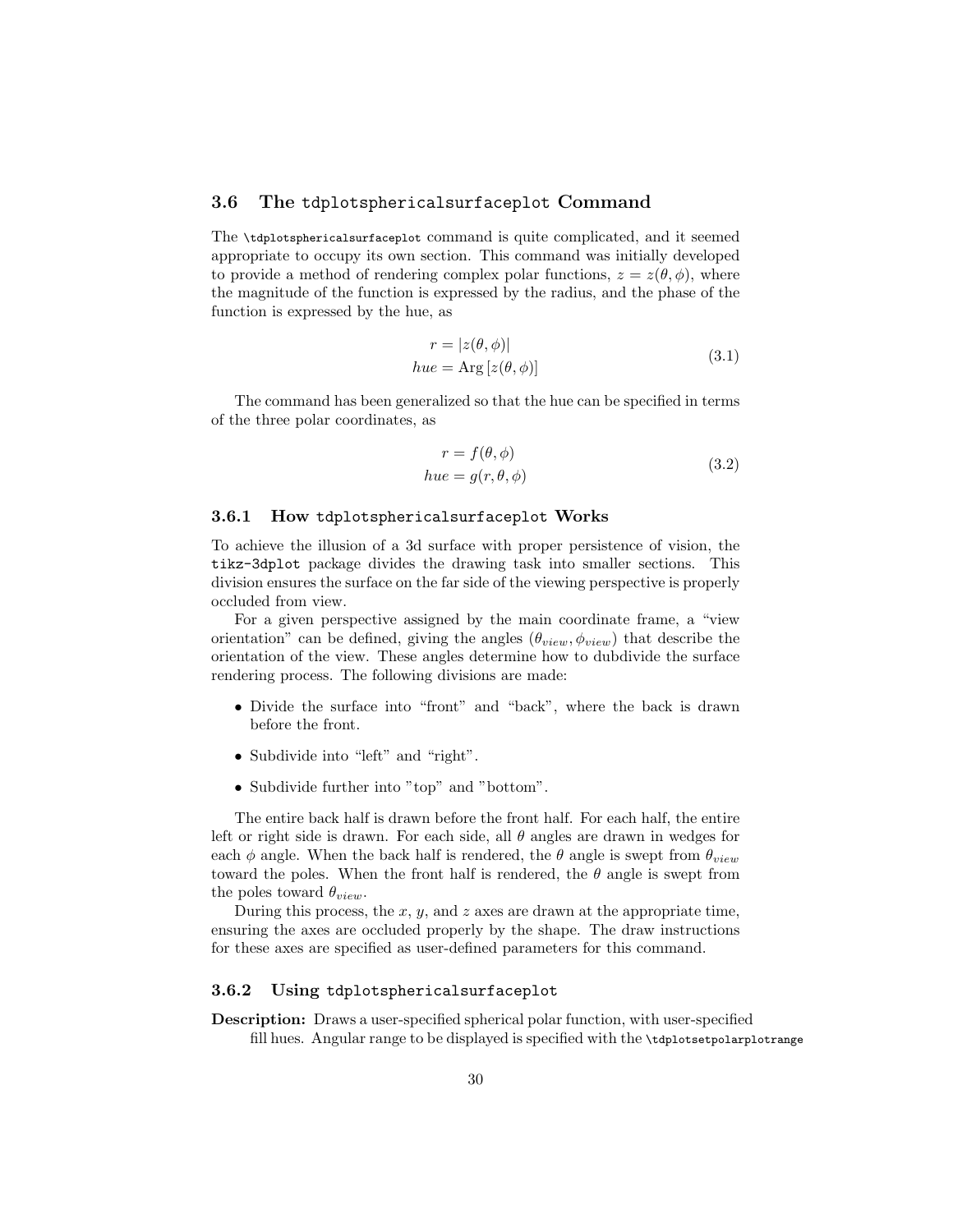### 3.6 The `tdplotsphericalsurfaceplot` Command

The `\tdplotsphericalsurfaceplot` command is quite complicated, and it seemed appropriate to occupy its own section. This command was initially developed to provide a method of rendering complex polar functions, $z = z(\theta, \phi)$, where the magnitude of the function is expressed by the radius, and the phase of the function is expressed by the hue, as

$$
\begin{aligned}
r &= |z(\theta, \phi)| \\
hue &= \text{Arg}\left[z(\theta, \phi)\right]
\end{aligned}
\tag{3.1}
$$

The command has been generalized so that the hue can be specified in terms of the three polar coordinates, as

$$
\begin{aligned}
r &= f(\theta, \phi) \\
hue &= g(r, \theta, \phi)
\end{aligned}
\tag{3.2}
$$

#### 3.6.1 How `tdplotsphericalsurfaceplot` Works

To achieve the illusion of a 3d surface with proper persistence of vision, the `tikz-3dplot` package divides the drawing task into smaller sections. This division ensures the surface on the far side of the viewing perspective is properly occluded from view.

For a given perspective assigned by the main coordinate frame, a "view orientation" can be defined, giving the angles $(\theta_{view}, \phi_{view})$ that describe the orientation of the view. These angles determine how to dubdivide the surface rendering process. The following divisions are made:

- Divide the surface into "front" and "back", where the back is drawn before the front.
- Subdivide into "left" and "right".
- Subdivide further into "top" and "bottom".

The entire back half is drawn before the front half. For each half, the entire left or right side is drawn. For each side, all $\theta$ angles are drawn in wedges for each $\phi$ angle. When the back half is rendered, the $\theta$ angle is swept from $\theta_{view}$ toward the poles. When the front half is rendered, the $\theta$ angle is swept from the poles toward $\theta_{view}$.

During this process, the $x$, $y$, and $z$ axes are drawn at the appropriate time, ensuring the axes are occluded properly by the shape. The draw instructions for these axes are specified as user-defined parameters for this command.

#### 3.6.2 Using `tdplotsphericalsurfaceplot`

**Description:** Draws a user-specified spherical polar function, with user-specified fill hues. Angular range to be displayed is specified with the `\tdplotsetpolarplotrange`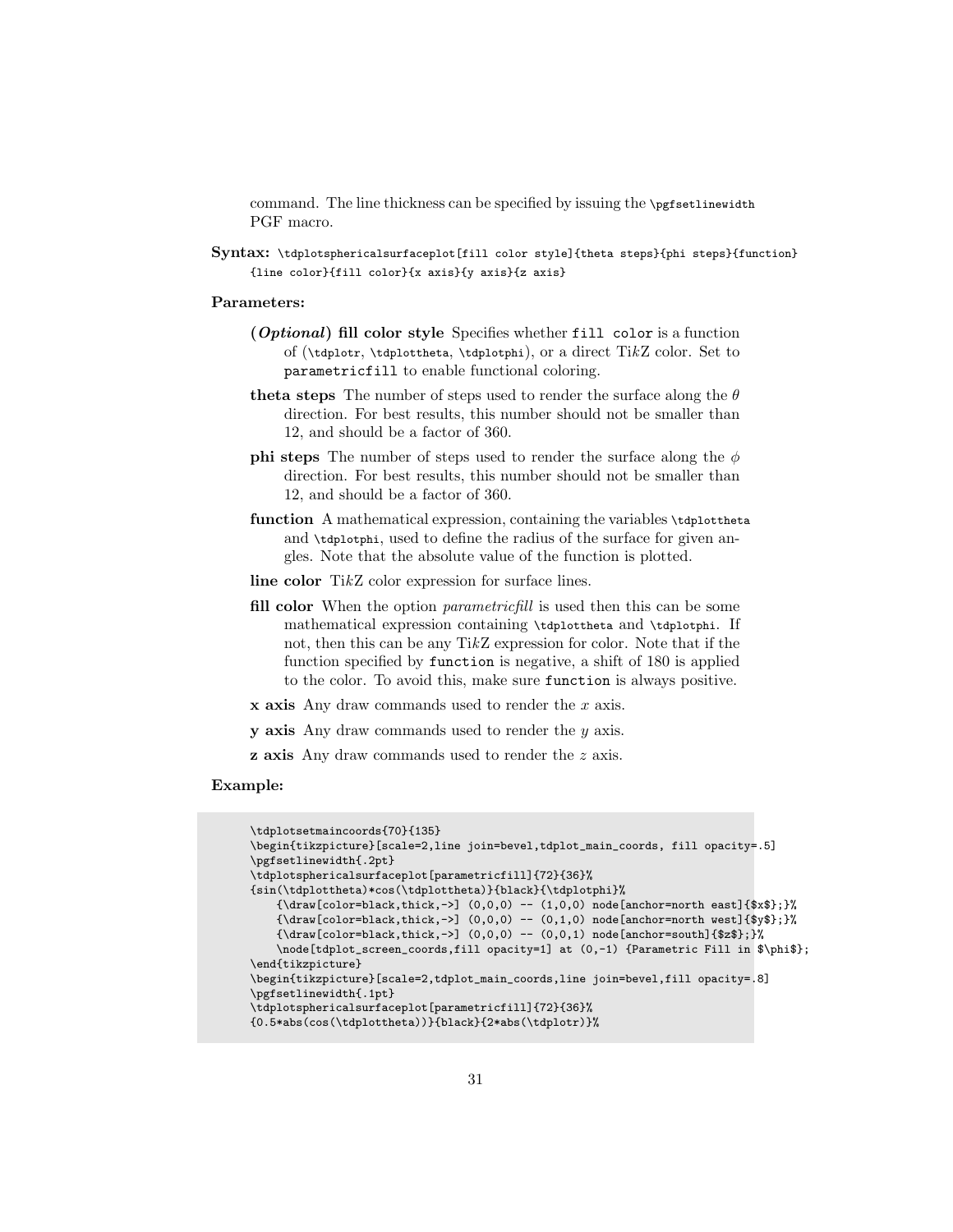command. The line thickness can be specified by issuing the `\pgfsetlinewidth` PGF macro.

**Syntax:** `\tdplotsphericalsurfaceplot[fill color style]{theta steps}{phi steps}{function}{line color}{fill color}{x axis}{y axis}{z axis}`

**Parameters:**

- **(*Optional*) fill color style** Specifies whether `fill color` is a function of (`\tdplotr`, `\tdplottheta`, `\tdplotphi`), or a direct Ti*k*Z color. Set to `parametricfill` to enable functional coloring.
- **theta steps** The number of steps used to render the surface along the $\theta$ direction. For best results, this number should not be smaller than 12, and should be a factor of 360.
- **phi steps** The number of steps used to render the surface along the $\phi$ direction. For best results, this number should not be smaller than 12, and should be a factor of 360.
- **function** A mathematical expression, containing the variables `\tdplottheta` and `\tdplotphi`, used to define the radius of the surface for given angles. Note that the absolute value of the function is plotted.
- **line color** Ti*k*Z color expression for surface lines.
- **fill color** When the option *parametricfill* is used then this can be some mathematical expression containing `\tdplottheta` and `\tdplotphi`. If not, then this can be any Ti*k*Z expression for color. Note that if the function specified by `function` is negative, a shift of 180 is applied to the color. To avoid this, make sure `function` is always positive.
- **x axis** Any draw commands used to render the $x$ axis.
- **y axis** Any draw commands used to render the $y$ axis.
- **z axis** Any draw commands used to render the $z$ axis.

**Example:**

```
\tdplotsetmaincoords{70}{135}
\begin{tikzpicture}[scale=2,line join=bevel,tdplot_main_coords, fill opacity=.5]
\pgfsetlinewidth{.2pt}
\tdplotsphericalsurfaceplot[parametricfill]{72}{36}%
{sin(\tdplottheta)*cos(\tdplottheta)}{black}{\tdplotphi}%
    {\draw[color=black,thick,->] (0,0,0) -- (1,0,0) node[anchor=north east]{$x$};}%
    {\draw[color=black,thick,->] (0,0,0) -- (0,1,0) node[anchor=north west]{$y$};}%
    {\draw[color=black,thick,->] (0,0,0) -- (0,0,1) node[anchor=south]{$z$};}%
    \node[tdplot_screen_coords,fill opacity=1] at (0,-1) {Parametric Fill in $\phi$};
\end{tikzpicture}
\begin{tikzpicture}[scale=2,tdplot_main_coords,line join=bevel,fill opacity=.8]
\pgfsetlinewidth{.1pt}
\tdplotsphericalsurfaceplot[parametricfill]{72}{36}%
{0.5*abs(cos(\tdplottheta))}{black}{2*abs(\tdplotr)}%
```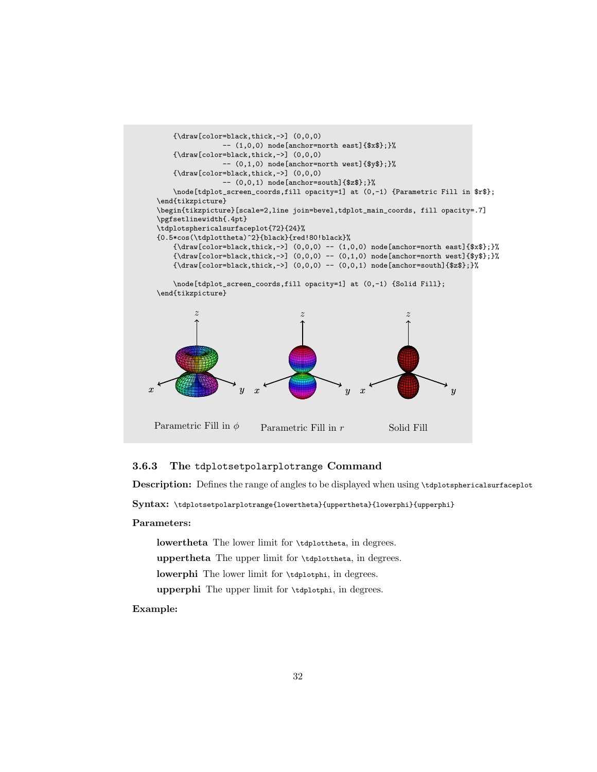```
    {\draw[color=black,thick,->] (0,0,0)
                -- (1,0,0) node[anchor=north east]{$x$};}%
    {\draw[color=black,thick,->] (0,0,0)
                -- (0,1,0) node[anchor=north west]{$y$};}%
    {\draw[color=black,thick,->] (0,0,0)
                -- (0,0,1) node[anchor=south]{$z$};}%
    \node[tdplot_screen_coords,fill opacity=1] at (0,-1) {Parametric Fill in $r$};
\end{tikzpicture}
\begin{tikzpicture}[scale=2,line join=bevel,tdplot_main_coords, fill opacity=.7]
\pgfsetlinewidth{.4pt}
\tdplotsphericalsurfaceplot{72}{24}%
{0.5*cos(\tdplottheta)^2}{black}{red!80!black}%
    {\draw[color=black,thick,->] (0,0,0) -- (1,0,0) node[anchor=north east]{$x$};}%
    {\draw[color=black,thick,->] (0,0,0) -- (0,1,0) node[anchor=north west]{$y$};}%
    {\draw[color=black,thick,->] (0,0,0) -- (0,0,1) node[anchor=south]{$z$};}%

    \node[tdplot_screen_coords,fill opacity=1] at (0,-1) {Solid Fill};
\end{tikzpicture}
```

Parametric Fill in $\phi$ Parametric Fill in $r$ Solid Fill

### 3.6.3 The `tdplotsetpolarplotrange` Command

**Description:** Defines the range of angles to be displayed when using `\tdplotsphericalsurfaceplot`

**Syntax:** `\tdplotsetpolarplotrange{lowertheta}{uppertheta}{lowerphi}{upperphi}`

**Parameters:**

**lowertheta** The lower limit for `\tdplottheta`, in degrees.

**uppertheta** The upper limit for `\tdplottheta`, in degrees.

**lowerphi** The lower limit for `\tdplotphi`, in degrees.

**upperphi** The upper limit for `\tdplotphi`, in degrees.

**Example:**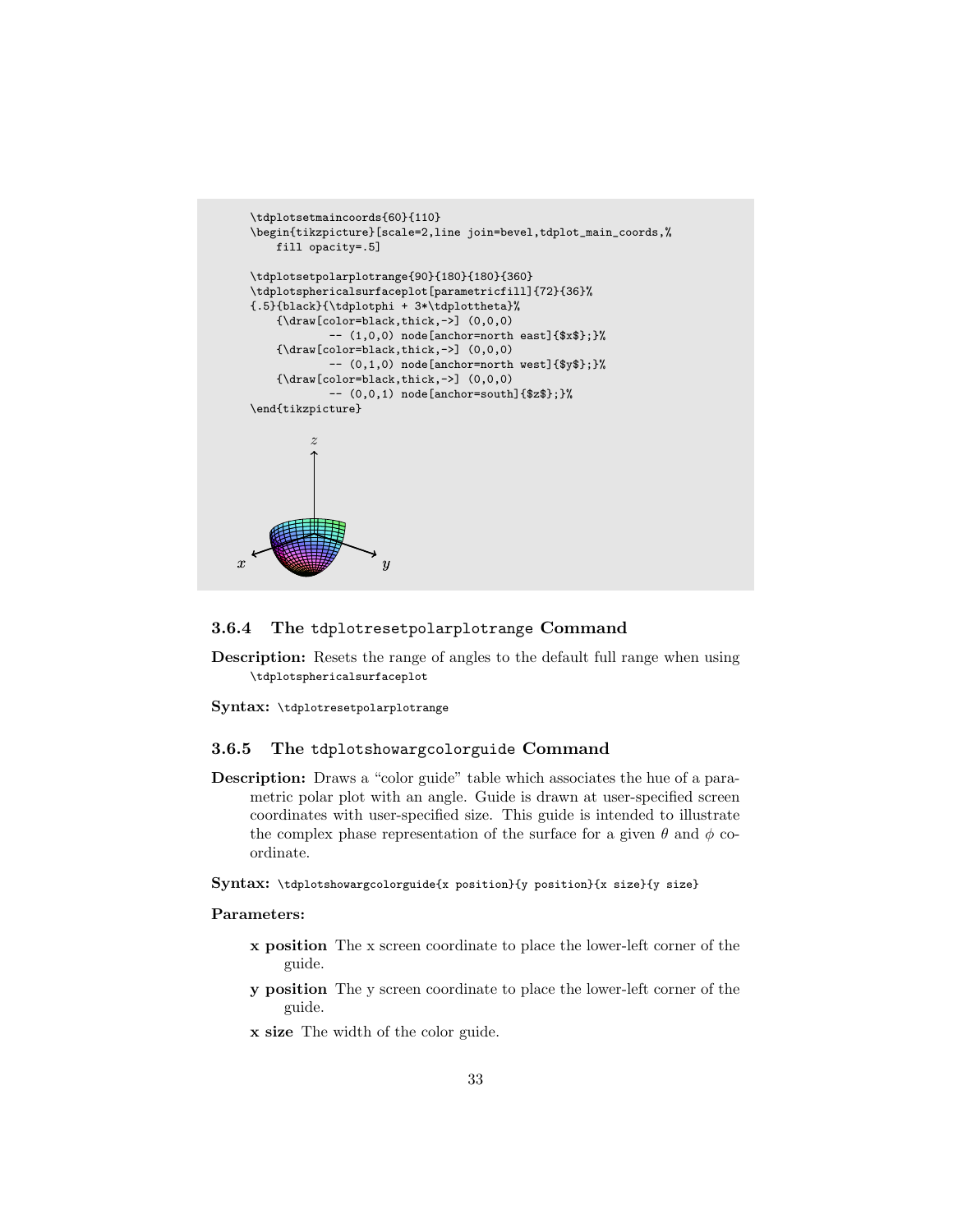```
\tdplotsetmaincoords{60}{110}
\begin{tikzpicture}[scale=2,line join=bevel,tdplot_main_coords,%
    fill opacity=.5]

\tdplotsetpolarplotrange{90}{180}{180}{360}
\tdplotsphericalsurfaceplot[parametricfill]{72}{36}%
{.5}{black}{\tdplotphi + 3*\tdplottheta}%
    {\draw[color=black,thick,->] (0,0,0)
            -- (1,0,0) node[anchor=north east]{$x$};}%
    {\draw[color=black,thick,->] (0,0,0)
            -- (0,1,0) node[anchor=north west]{$y$};}%
    {\draw[color=black,thick,->] (0,0,0)
            -- (0,0,1) node[anchor=south]{$z$};}%
\end{tikzpicture}
```

### 3.6.4 The tdplotresetpolarplotrange Command

**Description:** Resets the range of angles to the default full range when using `\tdplotsphericalsurfaceplot`

**Syntax:** `\tdplotresetpolarplotrange`

### 3.6.5 The tdplotshowargcolorguide Command

**Description:** Draws a "color guide" table which associates the hue of a parametric polar plot with an angle. Guide is drawn at user-specified screen coordinates with user-specified size. This guide is intended to illustrate the complex phase representation of the surface for a given $\theta$ and $\phi$ coordinate.

**Syntax:** `\tdplotshowargcolorguide{x position}{y position}{x size}{y size}`

**Parameters:**

**x position** The x screen coordinate to place the lower-left corner of the guide.

**y position** The y screen coordinate to place the lower-left corner of the guide.

**x size** The width of the color guide.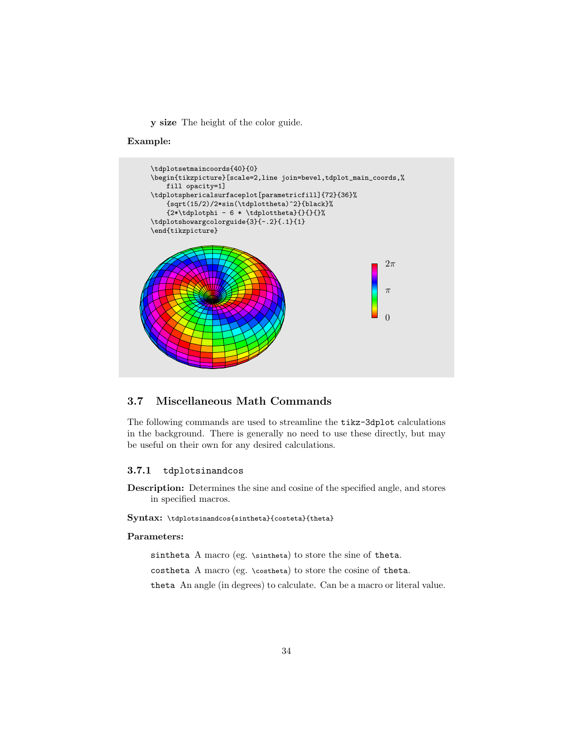**y size** The height of the color guide.

**Example:**

```
\tdplotsetmaincoords{40}{0}
\begin{tikzpicture}[scale=2,line join=bevel,tdplot_main_coords,%
    fill opacity=1]
\tdplotsphericalsurfaceplot[parametricfill]{72}{36}%
    {sqrt(15/2)/2*sin(\tdplottheta)^2}{black}%
    {2*\tdplotphi - 6 * \tdplottheta}{}{}{}%
\tdplotshowargcolorguide{3}{-.2}{.1}{1}
\end{tikzpicture}
```

## 3.7 Miscellaneous Math Commands

The following commands are used to streamline the `tikz-3dplot` calculations in the background. There is generally no need to use these directly, but may be useful on their own for any desired calculations.

### 3.7.1 `tdplotsinandcos`

**Description:** Determines the sine and cosine of the specified angle, and stores in specified macros.

**Syntax:** `\tdplotsinandcos{sintheta}{costeta}{theta}`

**Parameters:**

`sintheta` A macro (eg. `\sintheta`) to store the sine of `theta`.

`costheta` A macro (eg. `\costheta`) to store the cosine of `theta`.

`theta` An angle (in degrees) to calculate. Can be a macro or literal value.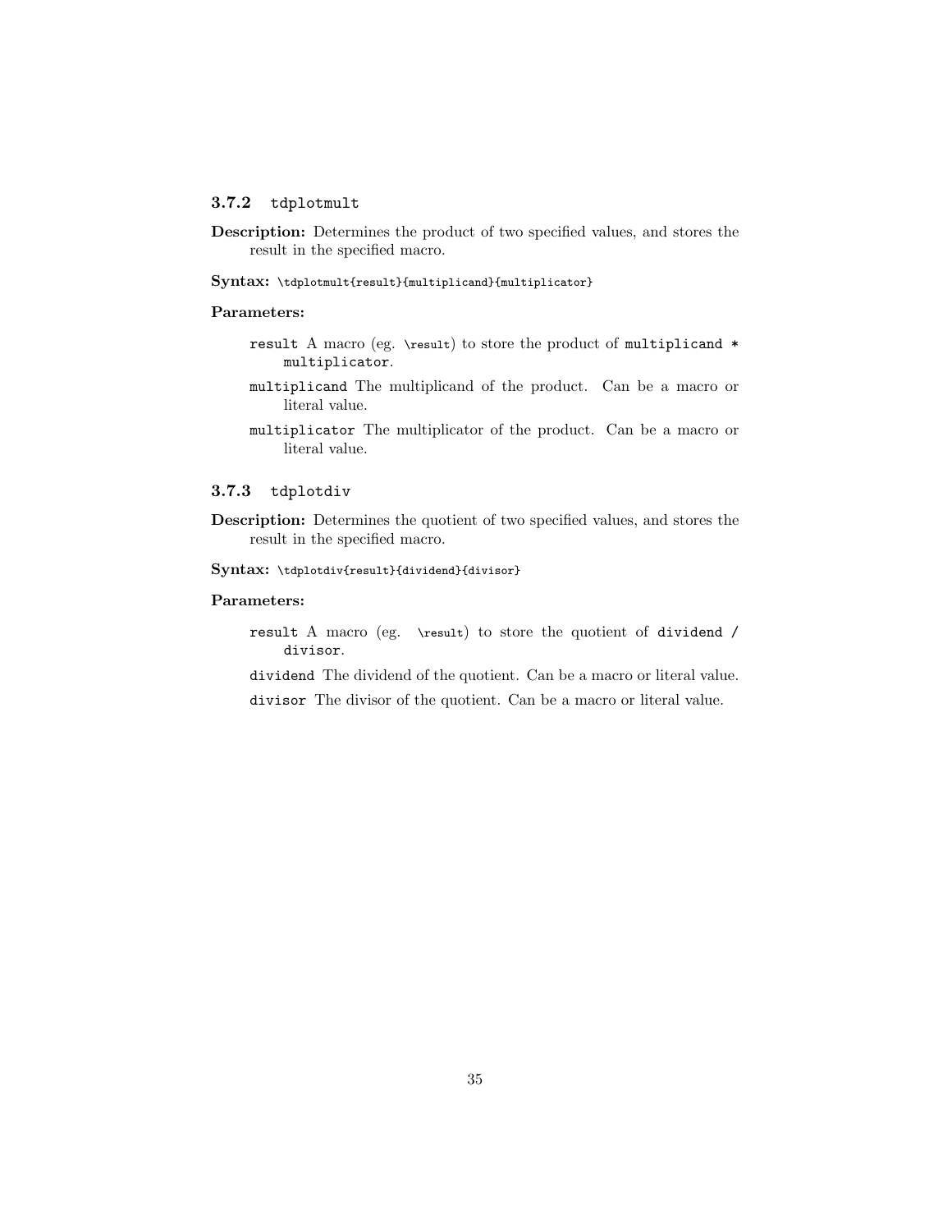### 3.7.2 `tdplotmult`

**Description:** Determines the product of two specified values, and stores the result in the specified macro.

**Syntax:** `\tdplotmult{result}{multiplicand}{multiplicator}`

**Parameters:**

`result` A macro (eg. `\result`) to store the product of `multiplicand * multiplicator`.

`multiplicand` The multiplicand of the product. Can be a macro or literal value.

`multiplicator` The multiplicator of the product. Can be a macro or literal value.

### 3.7.3 `tdplotdiv`

**Description:** Determines the quotient of two specified values, and stores the result in the specified macro.

**Syntax:** `\tdplotdiv{result}{dividend}{divisor}`

**Parameters:**

`result` A macro (eg. `\result`) to store the quotient of `dividend / divisor`.

`dividend` The dividend of the quotient. Can be a macro or literal value.

`divisor` The divisor of the quotient. Can be a macro or literal value.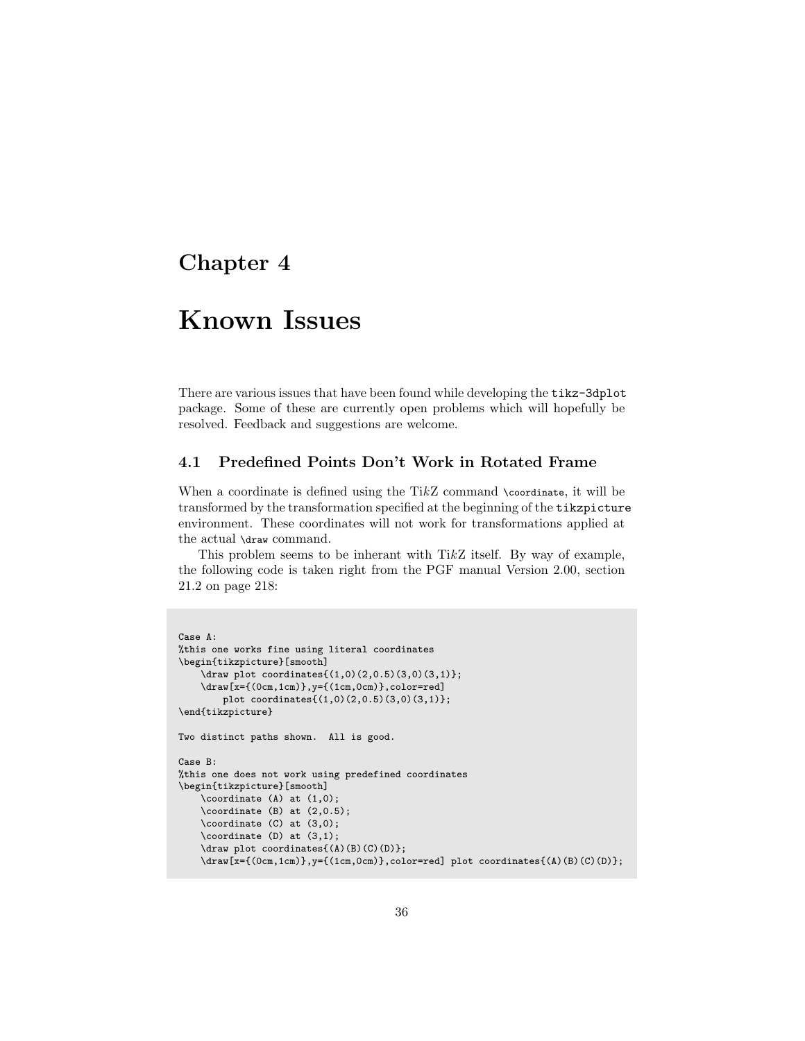# Chapter 4

# Known Issues

There are various issues that have been found while developing the `tikz-3dplot` package. Some of these are currently open problems which will hopefully be resolved. Feedback and suggestions are welcome.

## 4.1 Predefined Points Don't Work in Rotated Frame

When a coordinate is defined using the Ti*k*Z command `\coordinate`, it will be transformed by the transformation specified at the beginning of the `tikzpicture` environment. These coordinates will not work for transformations applied at the actual `\draw` command.

This problem seems to be inherant with Ti*k*Z itself. By way of example, the following code is taken right from the PGF manual Version 2.00, section 21.2 on page 218:

```
Case A:
%this one works fine using literal coordinates
\begin{tikzpicture}[smooth]
    \draw plot coordinates{(1,0)(2,0.5)(3,0)(3,1)};
    \draw[x={(0cm,1cm)},y={(1cm,0cm)},color=red]
        plot coordinates{(1,0)(2,0.5)(3,0)(3,1)};
\end{tikzpicture}

Two distinct paths shown.  All is good.

Case B:
%this one does not work using predefined coordinates
\begin{tikzpicture}[smooth]
    \coordinate (A) at (1,0);
    \coordinate (B) at (2,0.5);
    \coordinate (C) at (3,0);
    \coordinate (D) at (3,1);
    \draw plot coordinates{(A)(B)(C)(D)};
    \draw[x={(0cm,1cm)},y={(1cm,0cm)},color=red] plot coordinates{(A)(B)(C)(D)};
```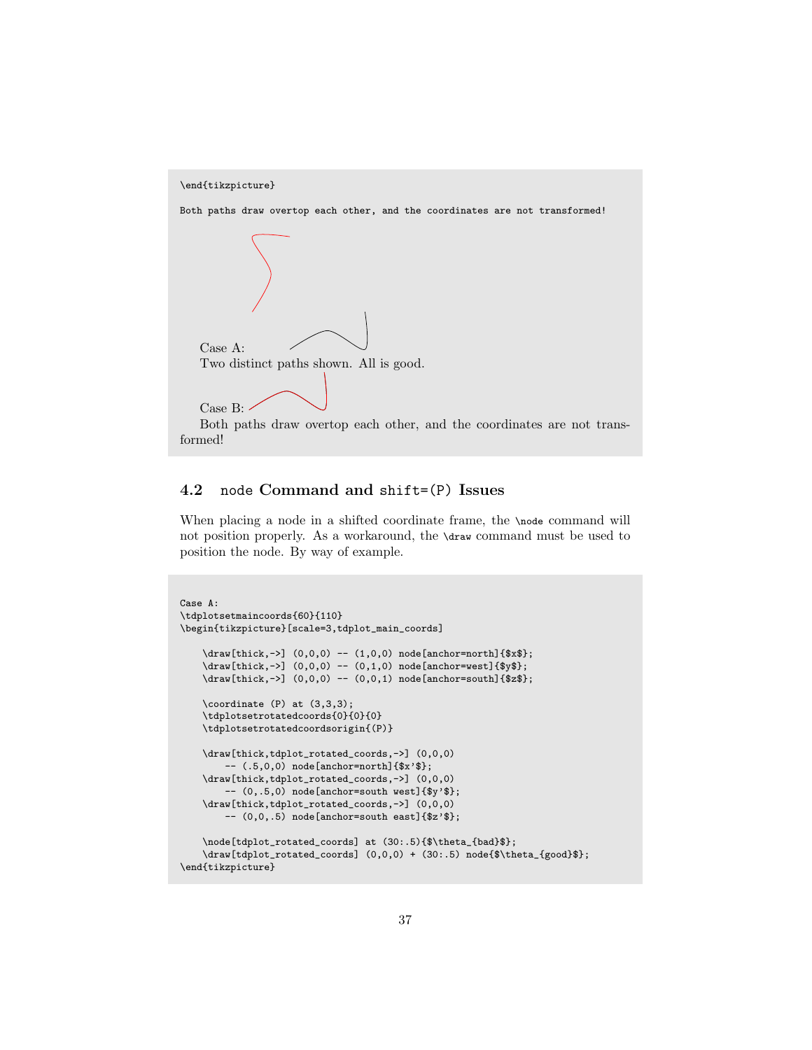```
\end{tikzpicture}

Both paths draw overtop each other, and the coordinates are not transformed!
```

Case A:
Two distinct paths shown. All is good.

Case B:
Both paths draw overtop each other, and the coordinates are not transformed!

## 4.2 node Command and shift=(P) Issues

When placing a node in a shifted coordinate frame, the `\node` command will not position properly. As a workaround, the `\draw` command must be used to position the node. By way of example.

```
Case A:
\tdplotsetmaincoords{60}{110}
\begin{tikzpicture}[scale=3,tdplot_main_coords]

    \draw[thick,->] (0,0,0) -- (1,0,0) node[anchor=north]{$x$};
    \draw[thick,->] (0,0,0) -- (0,1,0) node[anchor=west]{$y$};
    \draw[thick,->] (0,0,0) -- (0,0,1) node[anchor=south]{$z$};

    \coordinate (P) at (3,3,3);
    \tdplotsetrotatedcoords{0}{0}{0}
    \tdplotsetrotatedcoordsorigin{(P)}

    \draw[thick,tdplot_rotated_coords,->] (0,0,0)
        -- (.5,0,0) node[anchor=north]{$x'$};
    \draw[thick,tdplot_rotated_coords,->] (0,0,0)
        -- (0,.5,0) node[anchor=south west]{$y'$};
    \draw[thick,tdplot_rotated_coords,->] (0,0,0)
        -- (0,0,.5) node[anchor=south east]{$z'$};

    \node[tdplot_rotated_coords] at (30:.5){$\theta_{bad}$};
    \draw[tdplot_rotated_coords] (0,0,0) + (30:.5) node{$\theta_{good}$};
\end{tikzpicture}
```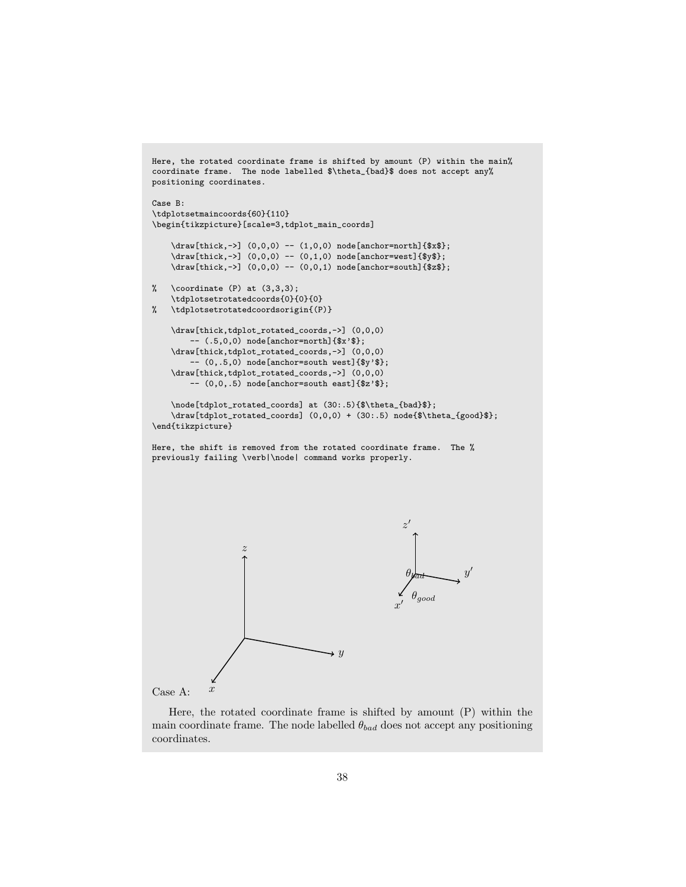```
Here, the rotated coordinate frame is shifted by amount (P) within the main%
coordinate frame.  The node labelled $\theta_{bad}$ does not accept any%
positioning coordinates.

Case B:
\tdplotsetmaincoords{60}{110}
\begin{tikzpicture}[scale=3,tdplot_main_coords]

    \draw[thick,->] (0,0,0) -- (1,0,0) node[anchor=north]{$x$};
    \draw[thick,->] (0,0,0) -- (0,1,0) node[anchor=west]{$y$};
    \draw[thick,->] (0,0,0) -- (0,0,1) node[anchor=south]{$z$};

%   \coordinate (P) at (3,3,3);
    \tdplotsetrotatedcoords{0}{0}{0}
%   \tdplotsetrotatedcoordsorigin{(P)}

    \draw[thick,tdplot_rotated_coords,->] (0,0,0)
        -- (.5,0,0) node[anchor=north]{$x'$};
    \draw[thick,tdplot_rotated_coords,->] (0,0,0)
        -- (0,.5,0) node[anchor=south west]{$y'$};
    \draw[thick,tdplot_rotated_coords,->] (0,0,0)
        -- (0,0,.5) node[anchor=south east]{$z'$};

    \node[tdplot_rotated_coords] at (30:.5){$\theta_{bad}$};
    \draw[tdplot_rotated_coords] (0,0,0) + (30:.5) node{$\theta_{good}$};
\end{tikzpicture}

Here, the shift is removed from the rotated coordinate frame.  The %
previously failing \verb|\node| command works properly.
```

Case A:

Here, the rotated coordinate frame is shifted by amount (P) within the main coordinate frame. The node labelled $\theta_{bad}$ does not accept any positioning coordinates.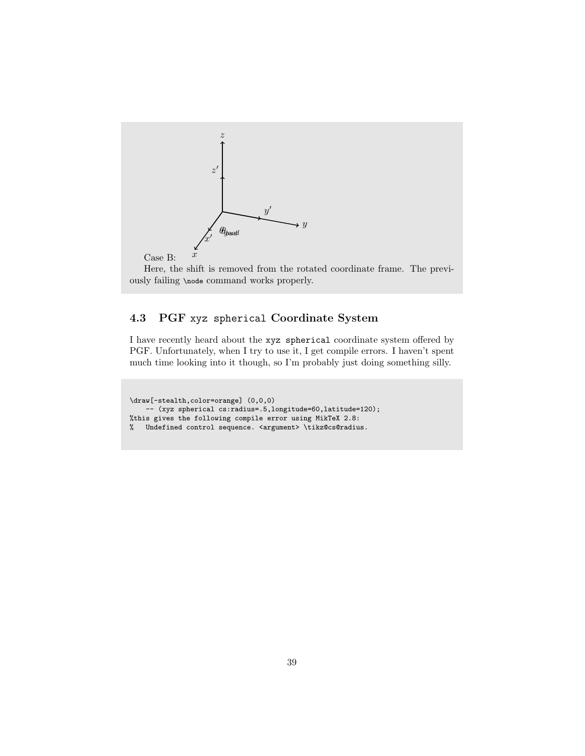Case B:

Here, the shift is removed from the rotated coordinate frame. The previously failing `\node` command works properly.

### 4.3 PGF `xyz spherical` Coordinate System

I have recently heard about the `xyz spherical` coordinate system offered by PGF. Unfortunately, when I try to use it, I get compile errors. I haven't spent much time looking into it though, so I'm probably just doing something silly.

```
\draw[-stealth,color=orange] (0,0,0)
    -- (xyz spherical cs:radius=.5,longitude=60,latitude=120);
%this gives the following compile error using MikTeX 2.8:
%   Undefined control sequence. <argument> \tikz@cs@radius.
```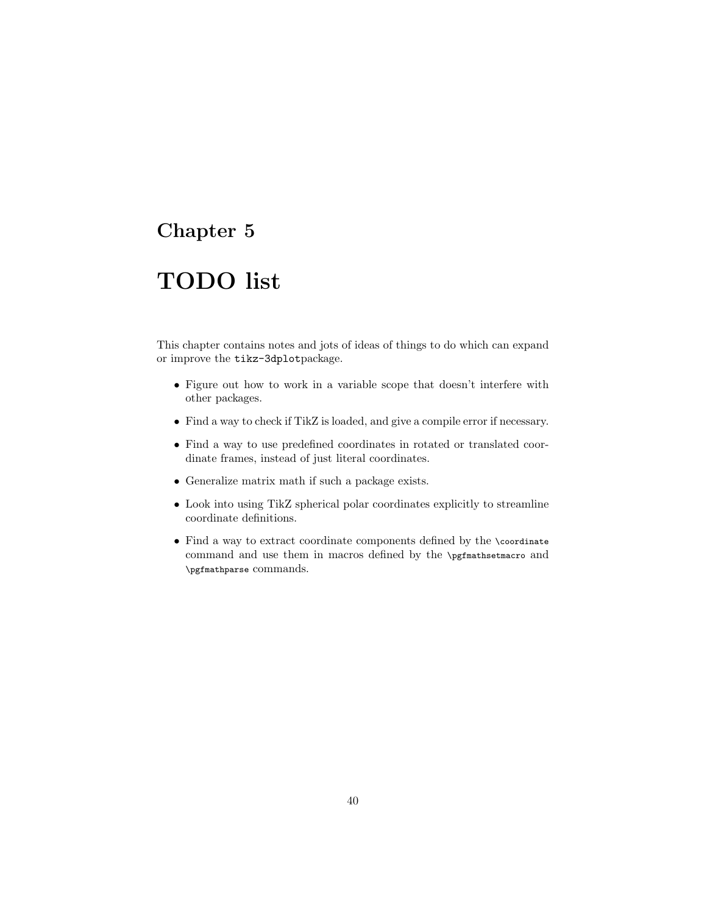# Chapter 5

# TODO list

This chapter contains notes and jots of ideas of things to do which can expand or improve the `tikz-3dplot`package.

- Figure out how to work in a variable scope that doesn't interfere with other packages.
- Find a way to check if TikZ is loaded, and give a compile error if necessary.
- Find a way to use predefined coordinates in rotated or translated coordinate frames, instead of just literal coordinates.
- Generalize matrix math if such a package exists.
- Look into using TikZ spherical polar coordinates explicitly to streamline coordinate definitions.
- Find a way to extract coordinate components defined by the `\coordinate` command and use them in macros defined by the `\pgfmathsetmacro` and `\pgfmathparse` commands.